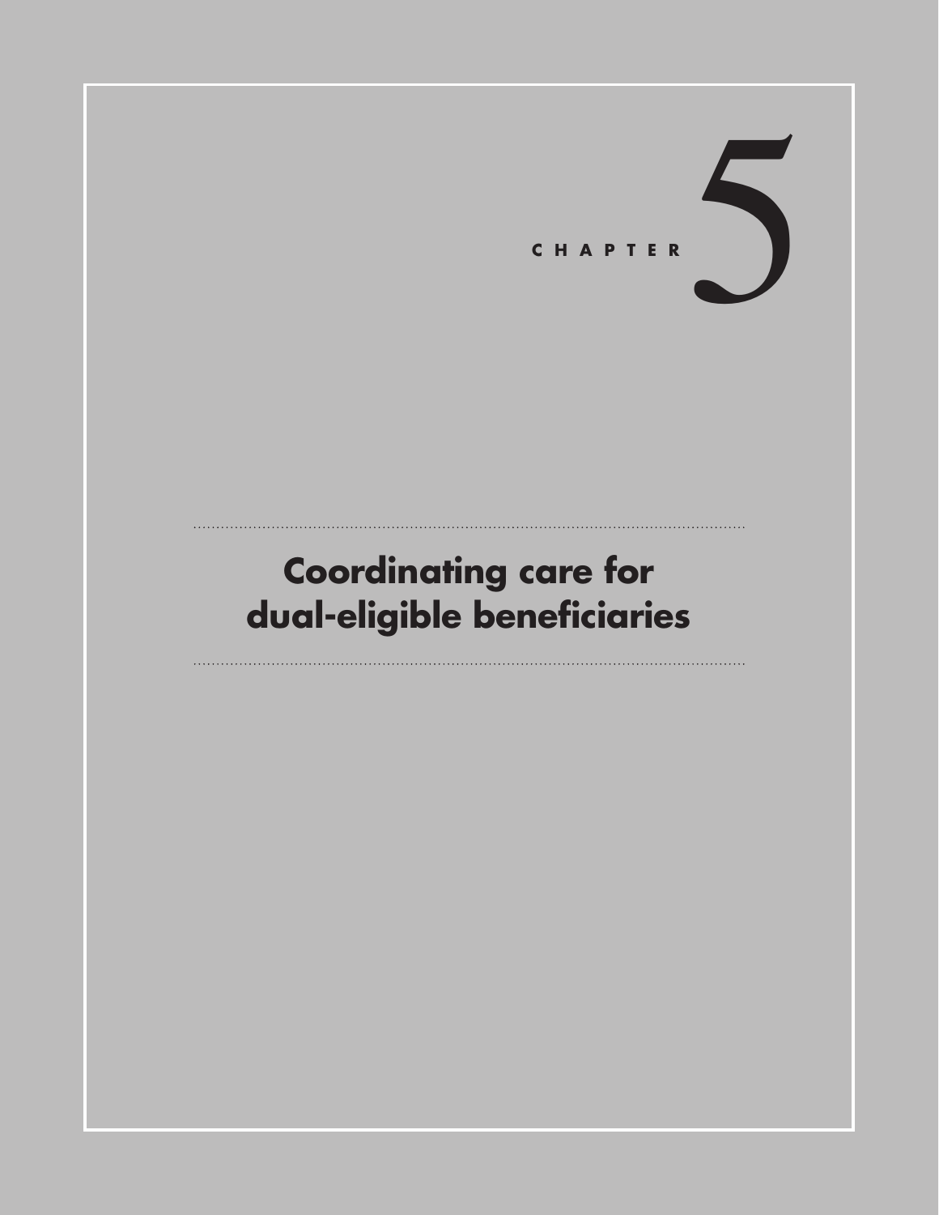# CHAPTER 5

# Coordinating care for dual-eligible beneficiaries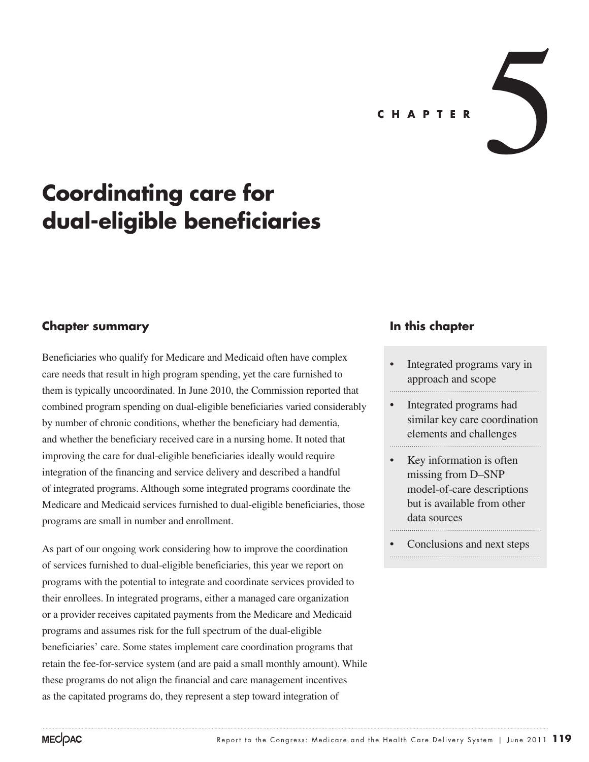# CHAPTER 5

# Coordinating care for dual-eligible beneficiaries

## Chapter summary

Beneficiaries who qualify for Medicare and Medicaid often have complex care needs that result in high program spending, yet the care furnished to them is typically uncoordinated. In June 2010, the Commission reported that combined program spending on dual-eligible beneficiaries varied considerably by number of chronic conditions, whether the beneficiary had dementia, and whether the beneficiary received care in a nursing home. It noted that improving the care for dual-eligible beneficiaries ideally would require integration of the financing and service delivery and described a handful of integrated programs. Although some integrated programs coordinate the Medicare and Medicaid services furnished to dual-eligible beneficiaries, those programs are small in number and enrollment.

As part of our ongoing work considering how to improve the coordination of services furnished to dual-eligible beneficiaries, this year we report on programs with the potential to integrate and coordinate services provided to their enrollees. In integrated programs, either a managed care organization or a provider receives capitated payments from the Medicare and Medicaid programs and assumes risk for the full spectrum of the dual-eligible beneficiaries' care. Some states implement care coordination programs that retain the fee-for-service system (and are paid a small monthly amount). While these programs do not align the financial and care management incentives as the capitated programs do, they represent a step toward integration of

## In this chapter

- Integrated programs vary in approach and scope
- Integrated programs had similar key care coordination elements and challenges
- Key information is often missing from D–SNP model-of-care descriptions but is available from other data sources
- Conclusions and next steps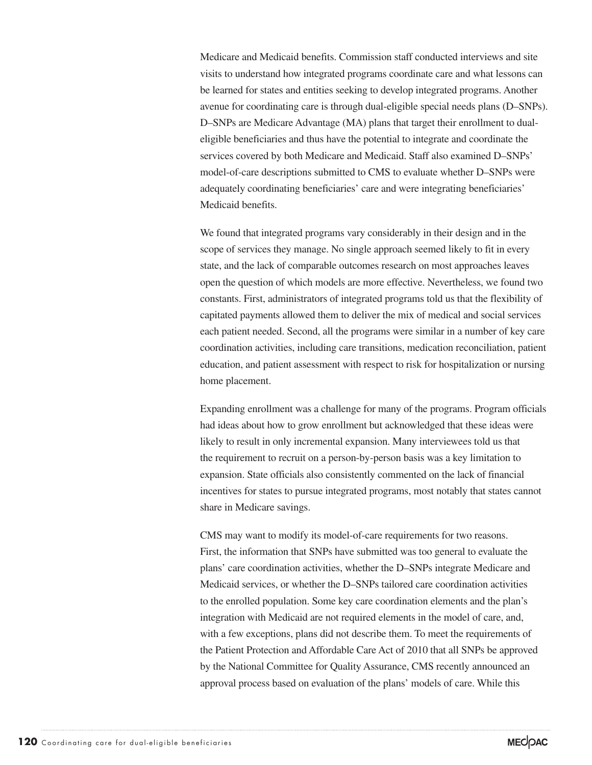Medicare and Medicaid benefits. Commission staff conducted interviews and site visits to understand how integrated programs coordinate care and what lessons can be learned for states and entities seeking to develop integrated programs. Another avenue for coordinating care is through dual-eligible special needs plans (D–SNPs). D–SNPs are Medicare Advantage (MA) plans that target their enrollment to dual-eligible beneficiaries and thus have the potential to integrate and coordinate the services covered by both Medicare and Medicaid. Staff also examined D–SNPs' model-of-care descriptions submitted to CMS to evaluate whether D–SNPs were adequately coordinating beneficiaries' care and were integrating beneficiaries' Medicaid benefits.

We found that integrated programs vary considerably in their design and in the scope of services they manage. No single approach seemed likely to fit in every state, and the lack of comparable outcomes research on most approaches leaves open the question of which models are more effective. Nevertheless, we found two constants. First, administrators of integrated programs told us that the flexibility of capitated payments allowed them to deliver the mix of medical and social services each patient needed. Second, all the programs were similar in a number of key care coordination activities, including care transitions, medication reconciliation, patient education, and patient assessment with respect to risk for hospitalization or nursing home placement.

Expanding enrollment was a challenge for many of the programs. Program officials had ideas about how to grow enrollment but acknowledged that these ideas were likely to result in only incremental expansion. Many interviewees told us that the requirement to recruit on a person-by-person basis was a key limitation to expansion. State officials also consistently commented on the lack of financial incentives for states to pursue integrated programs, most notably that states cannot share in Medicare savings.

CMS may want to modify its model-of-care requirements for two reasons. First, the information that SNPs have submitted was too general to evaluate the plans' care coordination activities, whether the D–SNPs integrate Medicare and Medicaid services, or whether the D–SNPs tailored care coordination activities to the enrolled population. Some key care coordination elements and the plan's integration with Medicaid are not required elements in the model of care, and, with a few exceptions, plans did not describe them. To meet the requirements of the Patient Protection and Affordable Care Act of 2010 that all SNPs be approved by the National Committee for Quality Assurance, CMS recently announced an approval process based on evaluation of the plans' models of care. While this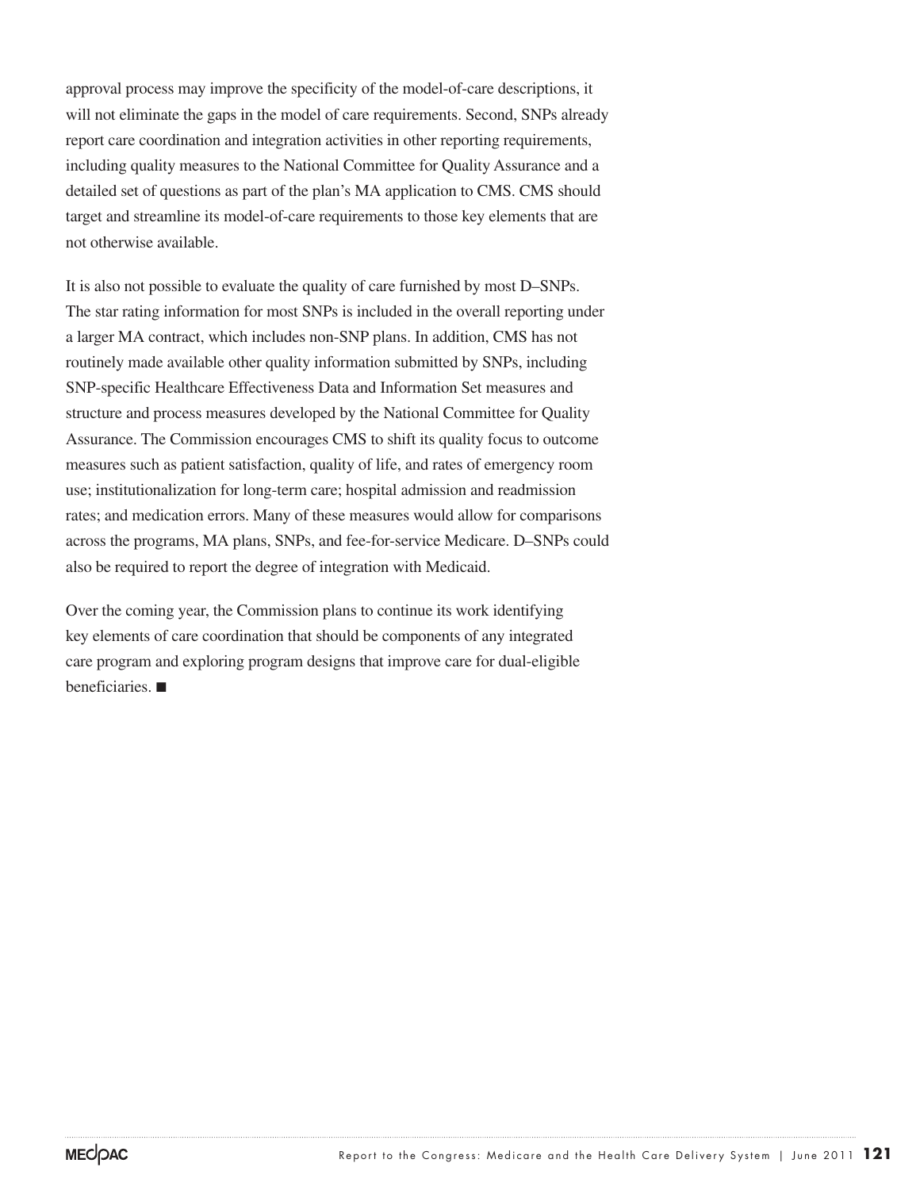approval process may improve the specificity of the model-of-care descriptions, it will not eliminate the gaps in the model of care requirements. Second, SNPs already report care coordination and integration activities in other reporting requirements, including quality measures to the National Committee for Quality Assurance and a detailed set of questions as part of the plan's MA application to CMS. CMS should target and streamline its model-of-care requirements to those key elements that are not otherwise available.

It is also not possible to evaluate the quality of care furnished by most D–SNPs. The star rating information for most SNPs is included in the overall reporting under a larger MA contract, which includes non-SNP plans. In addition, CMS has not routinely made available other quality information submitted by SNPs, including SNP-specific Healthcare Effectiveness Data and Information Set measures and structure and process measures developed by the National Committee for Quality Assurance. The Commission encourages CMS to shift its quality focus to outcome measures such as patient satisfaction, quality of life, and rates of emergency room use; institutionalization for long-term care; hospital admission and readmission rates; and medication errors. Many of these measures would allow for comparisons across the programs, MA plans, SNPs, and fee-for-service Medicare. D–SNPs could also be required to report the degree of integration with Medicaid.

Over the coming year, the Commission plans to continue its work identifying key elements of care coordination that should be components of any integrated care program and exploring program designs that improve care for dual-eligible beneficiaries. ■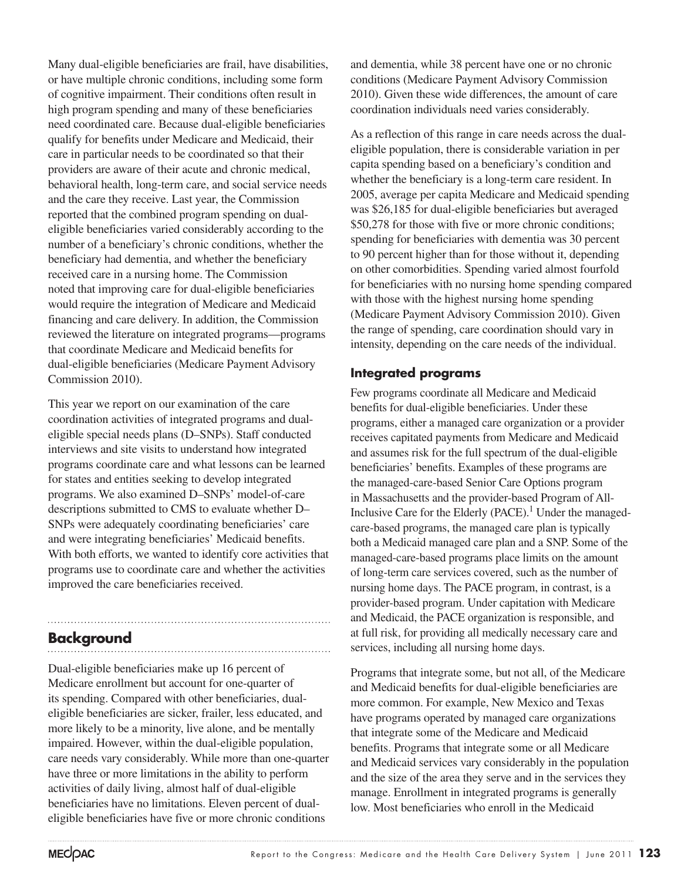Many dual-eligible beneficiaries are frail, have disabilities, or have multiple chronic conditions, including some form of cognitive impairment. Their conditions often result in high program spending and many of these beneficiaries need coordinated care. Because dual-eligible beneficiaries qualify for benefits under Medicare and Medicaid, their care in particular needs to be coordinated so that their providers are aware of their acute and chronic medical, behavioral health, long-term care, and social service needs and the care they receive. Last year, the Commission reported that the combined program spending on dual-eligible beneficiaries varied considerably according to the number of a beneficiary's chronic conditions, whether the beneficiary had dementia, and whether the beneficiary received care in a nursing home. The Commission noted that improving care for dual-eligible beneficiaries would require the integration of Medicare and Medicaid financing and care delivery. In addition, the Commission reviewed the literature on integrated programs—programs that coordinate Medicare and Medicaid benefits for dual-eligible beneficiaries (Medicare Payment Advisory Commission 2010).

This year we report on our examination of the care coordination activities of integrated programs and dual-eligible special needs plans (D–SNPs). Staff conducted interviews and site visits to understand how integrated programs coordinate care and what lessons can be learned for states and entities seeking to develop integrated programs. We also examined D–SNPs' model-of-care descriptions submitted to CMS to evaluate whether D–SNPs were adequately coordinating beneficiaries' care and were integrating beneficiaries' Medicaid benefits. With both efforts, we wanted to identify core activities that programs use to coordinate care and whether the activities improved the care beneficiaries received.

## Background

Dual-eligible beneficiaries make up 16 percent of Medicare enrollment but account for one-quarter of its spending. Compared with other beneficiaries, dual-eligible beneficiaries are sicker, frailer, less educated, and more likely to be a minority, live alone, and be mentally impaired. However, within the dual-eligible population, care needs vary considerably. While more than one-quarter have three or more limitations in the ability to perform activities of daily living, almost half of dual-eligible beneficiaries have no limitations. Eleven percent of dual-eligible beneficiaries have five or more chronic conditions and dementia, while 38 percent have one or no chronic conditions (Medicare Payment Advisory Commission 2010). Given these wide differences, the amount of care coordination individuals need varies considerably.

As a reflection of this range in care needs across the dual-eligible population, there is considerable variation in per capita spending based on a beneficiary's condition and whether the beneficiary is a long-term care resident. In 2005, average per capita Medicare and Medicaid spending was $26,185 for dual-eligible beneficiaries but averaged $50,278 for those with five or more chronic conditions; spending for beneficiaries with dementia was 30 percent to 90 percent higher than for those without it, depending on other comorbidities. Spending varied almost fourfold for beneficiaries with no nursing home spending compared with those with the highest nursing home spending (Medicare Payment Advisory Commission 2010). Given the range of spending, care coordination should vary in intensity, depending on the care needs of the individual.

### Integrated programs

Few programs coordinate all Medicare and Medicaid benefits for dual-eligible beneficiaries. Under these programs, either a managed care organization or a provider receives capitated payments from Medicare and Medicaid and assumes risk for the full spectrum of the dual-eligible beneficiaries' benefits. Examples of these programs are the managed-care-based Senior Care Options program in Massachusetts and the provider-based Program of All-Inclusive Care for the Elderly (PACE).[1] Under the managed-care-based programs, the managed care plan is typically both a Medicaid managed care plan and a SNP. Some of the managed-care-based programs place limits on the amount of long-term care services covered, such as the number of nursing home days. The PACE program, in contrast, is a provider-based program. Under capitation with Medicare and Medicaid, the PACE organization is responsible, and at full risk, for providing all medically necessary care and services, including all nursing home days.

Programs that integrate some, but not all, of the Medicare and Medicaid benefits for dual-eligible beneficiaries are more common. For example, New Mexico and Texas have programs operated by managed care organizations that integrate some of the Medicare and Medicaid benefits. Programs that integrate some or all Medicare and Medicaid services vary considerably in the population and the size of the area they serve and in the services they manage. Enrollment in integrated programs is generally low. Most beneficiaries who enroll in the Medicaid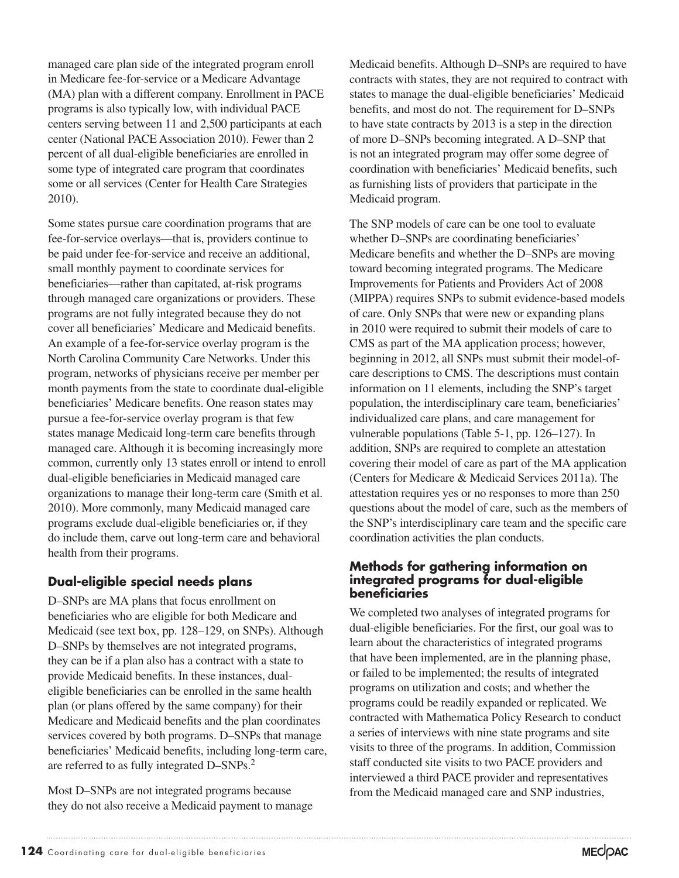managed care plan side of the integrated program enroll in Medicare fee-for-service or a Medicare Advantage (MA) plan with a different company. Enrollment in PACE programs is also typically low, with individual PACE centers serving between 11 and 2,500 participants at each center (National PACE Association 2010). Fewer than 2 percent of all dual-eligible beneficiaries are enrolled in some type of integrated care program that coordinates some or all services (Center for Health Care Strategies 2010).

Some states pursue care coordination programs that are fee-for-service overlays—that is, providers continue to be paid under fee-for-service and receive an additional, small monthly payment to coordinate services for beneficiaries—rather than capitated, at-risk programs through managed care organizations or providers. These programs are not fully integrated because they do not cover all beneficiaries' Medicare and Medicaid benefits. An example of a fee-for-service overlay program is the North Carolina Community Care Networks. Under this program, networks of physicians receive per member per month payments from the state to coordinate dual-eligible beneficiaries' Medicare benefits. One reason states may pursue a fee-for-service overlay program is that few states manage Medicaid long-term care benefits through managed care. Although it is becoming increasingly more common, currently only 13 states enroll or intend to enroll dual-eligible beneficiaries in Medicaid managed care organizations to manage their long-term care (Smith et al. 2010). More commonly, many Medicaid managed care programs exclude dual-eligible beneficiaries or, if they do include them, carve out long-term care and behavioral health from their programs.

### Dual-eligible special needs plans

D–SNPs are MA plans that focus enrollment on beneficiaries who are eligible for both Medicare and Medicaid (see text box, pp. 128–129, on SNPs). Although D–SNPs by themselves are not integrated programs, they can be if a plan also has a contract with a state to provide Medicaid benefits. In these instances, dual-eligible beneficiaries can be enrolled in the same health plan (or plans offered by the same company) for their Medicare and Medicaid benefits and the plan coordinates services covered by both programs. D–SNPs that manage beneficiaries' Medicaid benefits, including long-term care, are referred to as fully integrated D–SNPs.[2]

Most D–SNPs are not integrated programs because they do not also receive a Medicaid payment to manage Medicaid benefits. Although D–SNPs are required to have contracts with states, they are not required to contract with states to manage the dual-eligible beneficiaries' Medicaid benefits, and most do not. The requirement for D–SNPs to have state contracts by 2013 is a step in the direction of more D–SNPs becoming integrated. A D–SNP that is not an integrated program may offer some degree of coordination with beneficiaries' Medicaid benefits, such as furnishing lists of providers that participate in the Medicaid program.

The SNP models of care can be one tool to evaluate whether D–SNPs are coordinating beneficiaries' Medicare benefits and whether the D–SNPs are moving toward becoming integrated programs. The Medicare Improvements for Patients and Providers Act of 2008 (MIPPA) requires SNPs to submit evidence-based models of care. Only SNPs that were new or expanding plans in 2010 were required to submit their models of care to CMS as part of the MA application process; however, beginning in 2012, all SNPs must submit their model-of-care descriptions to CMS. The descriptions must contain information on 11 elements, including the SNP's target population, the interdisciplinary care team, beneficiaries' individualized care plans, and care management for vulnerable populations (Table 5-1, pp. 126–127). In addition, SNPs are required to complete an attestation covering their model of care as part of the MA application (Centers for Medicare & Medicaid Services 2011a). The attestation requires yes or no responses to more than 250 questions about the model of care, such as the members of the SNP's interdisciplinary care team and the specific care coordination activities the plan conducts.

### Methods for gathering information on integrated programs for dual-eligible beneficiaries

We completed two analyses of integrated programs for dual-eligible beneficiaries. For the first, our goal was to learn about the characteristics of integrated programs that have been implemented, are in the planning phase, or failed to be implemented; the results of integrated programs on utilization and costs; and whether the programs could be readily expanded or replicated. We contracted with Mathematica Policy Research to conduct a series of interviews with nine state programs and site visits to three of the programs. In addition, Commission staff conducted site visits to two PACE providers and interviewed a third PACE provider and representatives from the Medicaid managed care and SNP industries,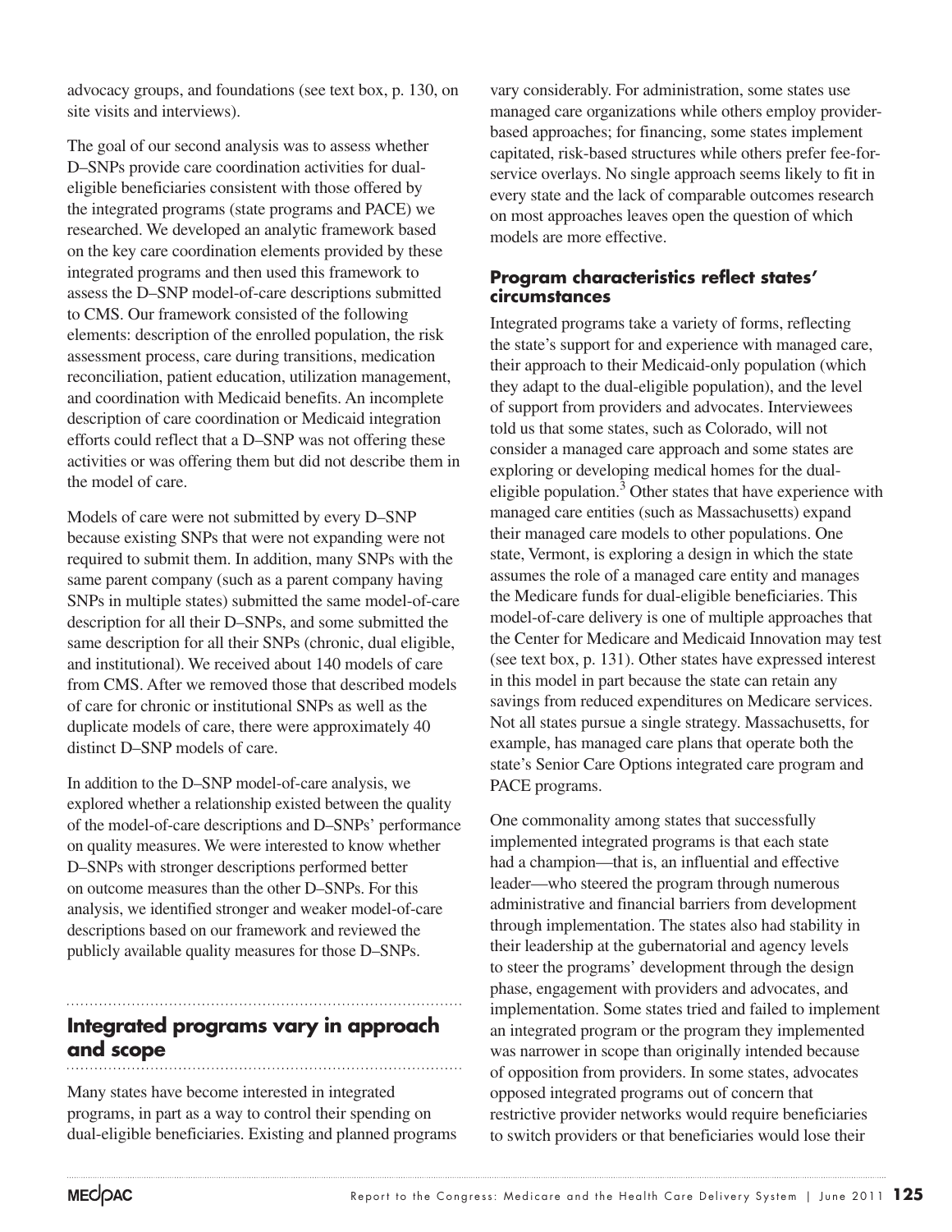advocacy groups, and foundations (see text box, p. 130, on site visits and interviews).

The goal of our second analysis was to assess whether D–SNPs provide care coordination activities for dual-eligible beneficiaries consistent with those offered by the integrated programs (state programs and PACE) we researched. We developed an analytic framework based on the key care coordination elements provided by these integrated programs and then used this framework to assess the D–SNP model-of-care descriptions submitted to CMS. Our framework consisted of the following elements: description of the enrolled population, the risk assessment process, care during transitions, medication reconciliation, patient education, utilization management, and coordination with Medicaid benefits. An incomplete description of care coordination or Medicaid integration efforts could reflect that a D–SNP was not offering these activities or was offering them but did not describe them in the model of care.

Models of care were not submitted by every D–SNP because existing SNPs that were not expanding were not required to submit them. In addition, many SNPs with the same parent company (such as a parent company having SNPs in multiple states) submitted the same model-of-care description for all their D–SNPs, and some submitted the same description for all their SNPs (chronic, dual eligible, and institutional). We received about 140 models of care from CMS. After we removed those that described models of care for chronic or institutional SNPs as well as the duplicate models of care, there were approximately 40 distinct D–SNP models of care.

In addition to the D–SNP model-of-care analysis, we explored whether a relationship existed between the quality of the model-of-care descriptions and D–SNPs' performance on quality measures. We were interested to know whether D–SNPs with stronger descriptions performed better on outcome measures than the other D–SNPs. For this analysis, we identified stronger and weaker model-of-care descriptions based on our framework and reviewed the publicly available quality measures for those D–SNPs.

## Integrated programs vary in approach and scope

Many states have become interested in integrated programs, in part as a way to control their spending on dual-eligible beneficiaries. Existing and planned programs vary considerably. For administration, some states use managed care organizations while others employ provider-based approaches; for financing, some states implement capitated, risk-based structures while others prefer fee-for-service overlays. No single approach seems likely to fit in every state and the lack of comparable outcomes research on most approaches leaves open the question of which models are more effective.

### Program characteristics reflect states' circumstances

Integrated programs take a variety of forms, reflecting the state's support for and experience with managed care, their approach to their Medicaid-only population (which they adapt to the dual-eligible population), and the level of support from providers and advocates. Interviewees told us that some states, such as Colorado, will not consider a managed care approach and some states are exploring or developing medical homes for the dual-eligible population.[3] Other states that have experience with managed care entities (such as Massachusetts) expand their managed care models to other populations. One state, Vermont, is exploring a design in which the state assumes the role of a managed care entity and manages the Medicare funds for dual-eligible beneficiaries. This model-of-care delivery is one of multiple approaches that the Center for Medicare and Medicaid Innovation may test (see text box, p. 131). Other states have expressed interest in this model in part because the state can retain any savings from reduced expenditures on Medicare services. Not all states pursue a single strategy. Massachusetts, for example, has managed care plans that operate both the state's Senior Care Options integrated care program and PACE programs.

One commonality among states that successfully implemented integrated programs is that each state had a champion—that is, an influential and effective leader—who steered the program through numerous administrative and financial barriers from development through implementation. The states also had stability in their leadership at the gubernatorial and agency levels to steer the programs' development through the design phase, engagement with providers and advocates, and implementation. Some states tried and failed to implement an integrated program or the program they implemented was narrower in scope than originally intended because of opposition from providers. In some states, advocates opposed integrated programs out of concern that restrictive provider networks would require beneficiaries to switch providers or that beneficiaries would lose their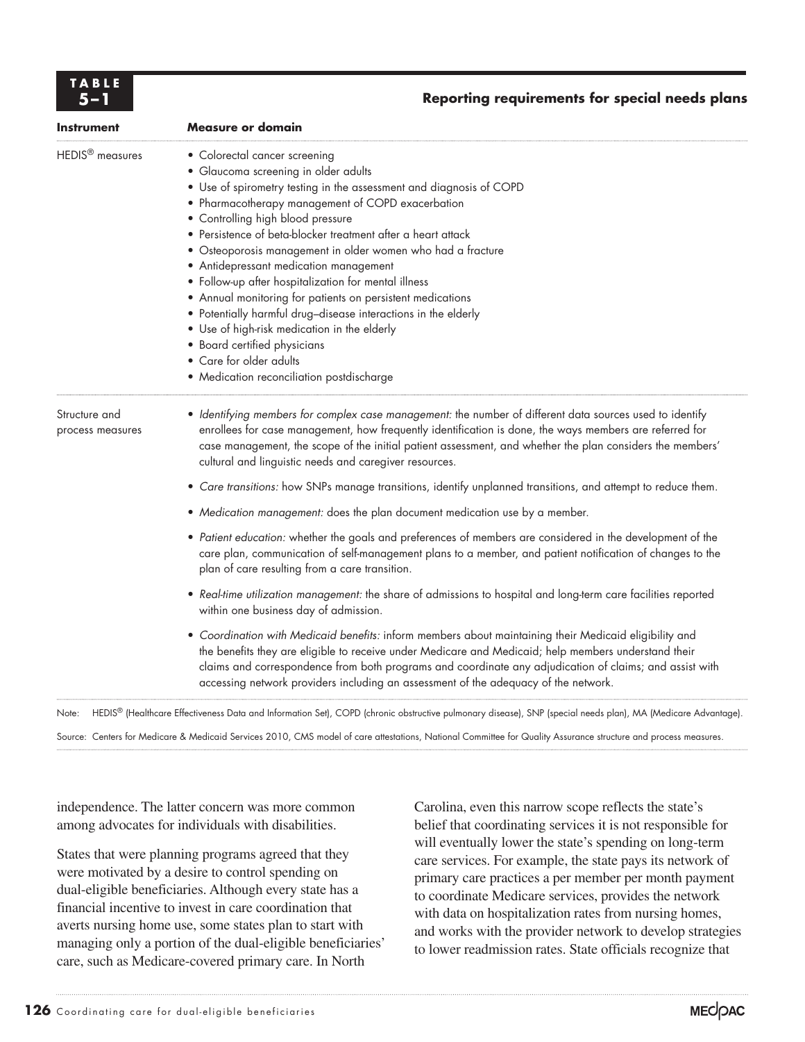**TABLE 5–1**

**Reporting requirements for special needs plans**

| Instrument | Measure or domain |
|---|---|
| HEDIS® measures | • Colorectal cancer screening<br>• Glaucoma screening in older adults<br>• Use of spirometry testing in the assessment and diagnosis of COPD<br>• Pharmacotherapy management of COPD exacerbation<br>• Controlling high blood pressure<br>• Persistence of beta-blocker treatment after a heart attack<br>• Osteoporosis management in older women who had a fracture<br>• Antidepressant medication management<br>• Follow-up after hospitalization for mental illness<br>• Annual monitoring for patients on persistent medications<br>• Potentially harmful drug–disease interactions in the elderly<br>• Use of high-risk medication in the elderly<br>• Board certified physicians<br>• Care for older adults<br>• Medication reconciliation postdischarge |
| Structure and process measures | • *Identifying members for complex case management:* the number of different data sources used to identify enrollees for case management, how frequently identification is done, the ways members are referred for case management, the scope of the initial patient assessment, and whether the plan considers the members' cultural and linguistic needs and caregiver resources.<br>• *Care transitions:* how SNPs manage transitions, identify unplanned transitions, and attempt to reduce them.<br>• *Medication management:* does the plan document medication use by a member.<br>• *Patient education:* whether the goals and preferences of members are considered in the development of the care plan, communication of self-management plans to a member, and patient notification of changes to the plan of care resulting from a care transition.<br>• *Real-time utilization management:* the share of admissions to hospital and long-term care facilities reported within one business day of admission.<br>• *Coordination with Medicaid benefits:* inform members about maintaining their Medicaid eligibility and the benefits they are eligible to receive under Medicare and Medicaid; help members understand their claims and correspondence from both programs and coordinate any adjudication of claims; and assist with accessing network providers including an assessment of the adequacy of the network. |

Note: HEDIS® (Healthcare Effectiveness Data and Information Set), COPD (chronic obstructive pulmonary disease), SNP (special needs plan), MA (Medicare Advantage).

Source: Centers for Medicare & Medicaid Services 2010, CMS model of care attestations, National Committee for Quality Assurance structure and process measures.

independence. The latter concern was more common among advocates for individuals with disabilities.

States that were planning programs agreed that they were motivated by a desire to control spending on dual-eligible beneficiaries. Although every state has a financial incentive to invest in care coordination that averts nursing home use, some states plan to start with managing only a portion of the dual-eligible beneficiaries' care, such as Medicare-covered primary care. In North Carolina, even this narrow scope reflects the state's belief that coordinating services it is not responsible for will eventually lower the state's spending on long-term care services. For example, the state pays its network of primary care practices a per member per month payment to coordinate Medicare services, provides the network with data on hospitalization rates from nursing homes, and works with the provider network to develop strategies to lower readmission rates. State officials recognize that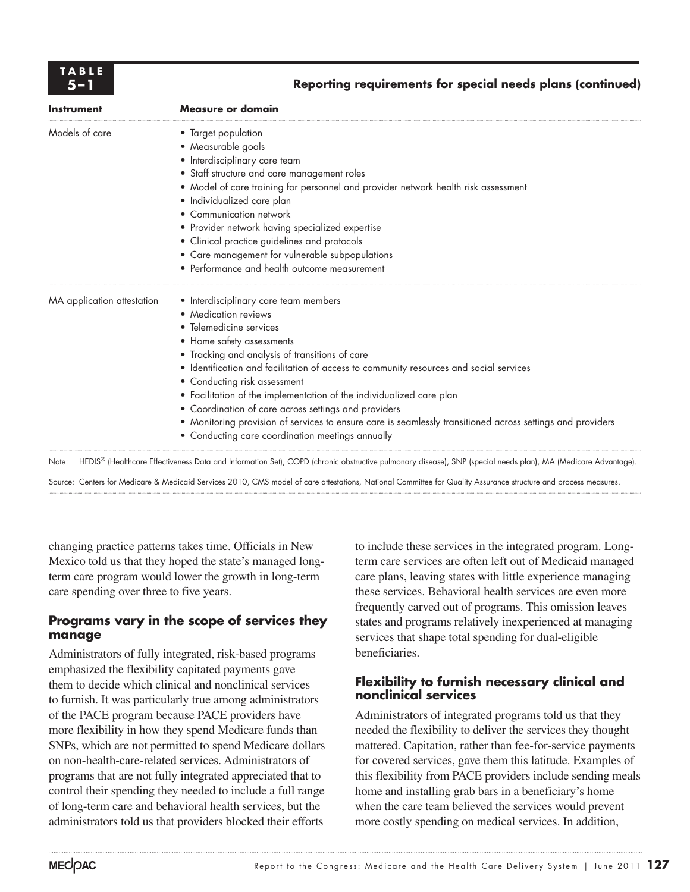**TABLE 5–1 Reporting requirements for special needs plans (continued)**

| Instrument | Measure or domain |
|---|---|
| Models of care | • Target population<br>• Measurable goals<br>• Interdisciplinary care team<br>• Staff structure and care management roles<br>• Model of care training for personnel and provider network health risk assessment<br>• Individualized care plan<br>• Communication network<br>• Provider network having specialized expertise<br>• Clinical practice guidelines and protocols<br>• Care management for vulnerable subpopulations<br>• Performance and health outcome measurement |
| MA application attestation | • Interdisciplinary care team members<br>• Medication reviews<br>• Telemedicine services<br>• Home safety assessments<br>• Tracking and analysis of transitions of care<br>• Identification and facilitation of access to community resources and social services<br>• Conducting risk assessment<br>• Facilitation of the implementation of the individualized care plan<br>• Coordination of care across settings and providers<br>• Monitoring provision of services to ensure care is seamlessly transitioned across settings and providers<br>• Conducting care coordination meetings annually |

Note: HEDIS® (Healthcare Effectiveness Data and Information Set), COPD (chronic obstructive pulmonary disease), SNP (special needs plan), MA (Medicare Advantage).

Source: Centers for Medicare & Medicaid Services 2010, CMS model of care attestations, National Committee for Quality Assurance structure and process measures.

changing practice patterns takes time. Officials in New Mexico told us that they hoped the state's managed long-term care program would lower the growth in long-term care spending over three to five years.

### Programs vary in the scope of services they manage

Administrators of fully integrated, risk-based programs emphasized the flexibility capitated payments gave them to decide which clinical and nonclinical services to furnish. It was particularly true among administrators of the PACE program because PACE providers have more flexibility in how they spend Medicare funds than SNPs, which are not permitted to spend Medicare dollars on non-health-care-related services. Administrators of programs that are not fully integrated appreciated that to control their spending they needed to include a full range of long-term care and behavioral health services, but the administrators told us that providers blocked their efforts to include these services in the integrated program. Long-term care services are often left out of Medicaid managed care plans, leaving states with little experience managing these services. Behavioral health services are even more frequently carved out of programs. This omission leaves states and programs relatively inexperienced at managing services that shape total spending for dual-eligible beneficiaries.

### Flexibility to furnish necessary clinical and nonclinical services

Administrators of integrated programs told us that they needed the flexibility to deliver the services they thought mattered. Capitation, rather than fee-for-service payments for covered services, gave them this latitude. Examples of this flexibility from PACE providers include sending meals home and installing grab bars in a beneficiary's home when the care team believed the services would prevent more costly spending on medical services. In addition,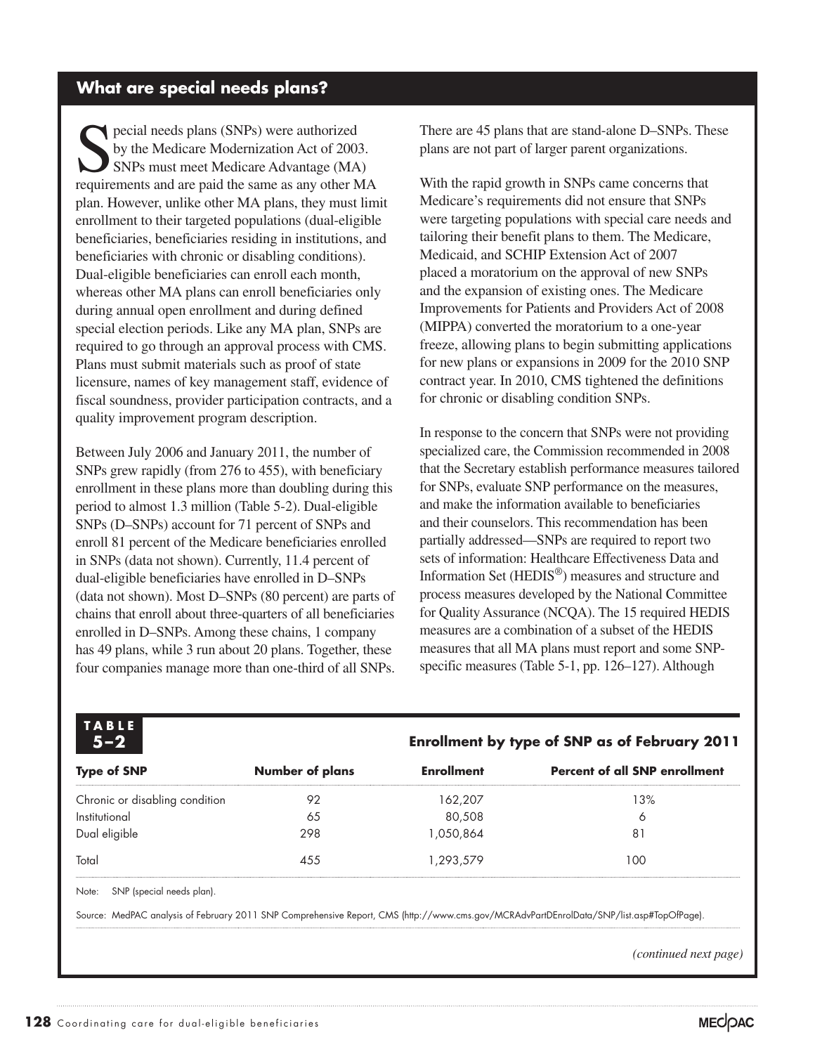## What are special needs plans?

Special needs plans (SNPs) were authorized by the Medicare Modernization Act of 2003. SNPs must meet Medicare Advantage (MA) requirements and are paid the same as any other MA plan. However, unlike other MA plans, they must limit enrollment to their targeted populations (dual-eligible beneficiaries, beneficiaries residing in institutions, and beneficiaries with chronic or disabling conditions). Dual-eligible beneficiaries can enroll each month, whereas other MA plans can enroll beneficiaries only during annual open enrollment and during defined special election periods. Like any MA plan, SNPs are required to go through an approval process with CMS. Plans must submit materials such as proof of state licensure, names of key management staff, evidence of fiscal soundness, provider participation contracts, and a quality improvement program description.

Between July 2006 and January 2011, the number of SNPs grew rapidly (from 276 to 455), with beneficiary enrollment in these plans more than doubling during this period to almost 1.3 million (Table 5-2). Dual-eligible SNPs (D–SNPs) account for 71 percent of SNPs and enroll 81 percent of the Medicare beneficiaries enrolled in SNPs (data not shown). Currently, 11.4 percent of dual-eligible beneficiaries have enrolled in D–SNPs (data not shown). Most D–SNPs (80 percent) are parts of chains that enroll about three-quarters of all beneficiaries enrolled in D–SNPs. Among these chains, 1 company has 49 plans, while 3 run about 20 plans. Together, these four companies manage more than one-third of all SNPs. There are 45 plans that are stand-alone D–SNPs. These plans are not part of larger parent organizations.

With the rapid growth in SNPs came concerns that Medicare's requirements did not ensure that SNPs were targeting populations with special care needs and tailoring their benefit plans to them. The Medicare, Medicaid, and SCHIP Extension Act of 2007 placed a moratorium on the approval of new SNPs and the expansion of existing ones. The Medicare Improvements for Patients and Providers Act of 2008 (MIPPA) converted the moratorium to a one-year freeze, allowing plans to begin submitting applications for new plans or expansions in 2009 for the 2010 SNP contract year. In 2010, CMS tightened the definitions for chronic or disabling condition SNPs.

In response to the concern that SNPs were not providing specialized care, the Commission recommended in 2008 that the Secretary establish performance measures tailored for SNPs, evaluate SNP performance on the measures, and make the information available to beneficiaries and their counselors. This recommendation has been partially addressed—SNPs are required to report two sets of information: Healthcare Effectiveness Data and Information Set (HEDIS®) measures and structure and process measures developed by the National Committee for Quality Assurance (NCQA). The 15 required HEDIS measures are a combination of a subset of the HEDIS measures that all MA plans must report and some SNP-specific measures (Table 5-1, pp. 126–127). Although

**TABLE 5–2**

**Enrollment by type of SNP as of February 2011**

| Type of SNP | Number of plans | Enrollment | Percent of all SNP enrollment |
|---|---|---|---|
| Chronic or disabling condition | 92 | 162,207 | 13% |
| Institutional | 65 | 80,508 | 6 |
| Dual eligible | 298 | 1,050,864 | 81 |
| Total | 455 | 1,293,579 | 100 |

Note: SNP (special needs plan).

Source: MedPAC analysis of February 2011 SNP Comprehensive Report, CMS (http://www.cms.gov/MCRAdvPartDEnrolData/SNP/list.asp#TopOfPage).

*(continued next page)*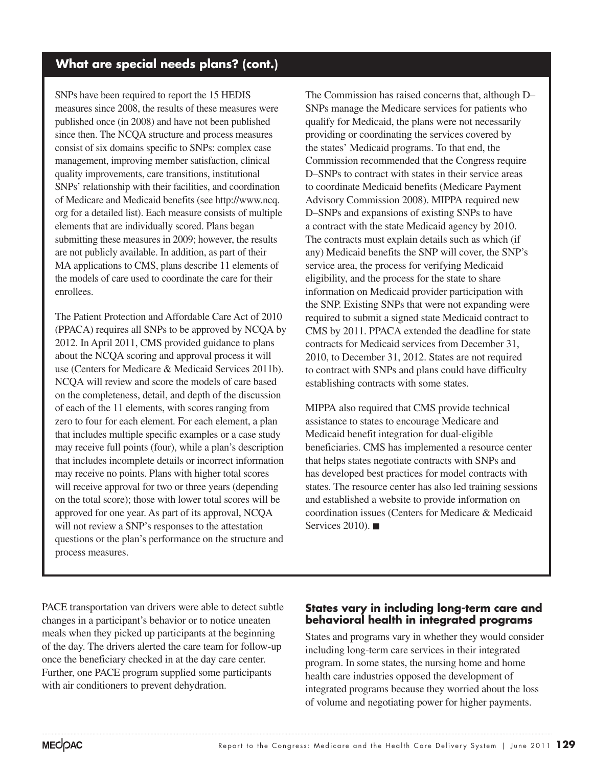## What are special needs plans? (cont.)

SNPs have been required to report the 15 HEDIS measures since 2008, the results of these measures were published once (in 2008) and have not been published since then. The NCQA structure and process measures consist of six domains specific to SNPs: complex case management, improving member satisfaction, clinical quality improvements, care transitions, institutional SNPs' relationship with their facilities, and coordination of Medicare and Medicaid benefits (see http://www.ncq.org for a detailed list). Each measure consists of multiple elements that are individually scored. Plans began submitting these measures in 2009; however, the results are not publicly available. In addition, as part of their MA applications to CMS, plans describe 11 elements of the models of care used to coordinate the care for their enrollees.

The Patient Protection and Affordable Care Act of 2010 (PPACA) requires all SNPs to be approved by NCQA by 2012. In April 2011, CMS provided guidance to plans about the NCQA scoring and approval process it will use (Centers for Medicare & Medicaid Services 2011b). NCQA will review and score the models of care based on the completeness, detail, and depth of the discussion of each of the 11 elements, with scores ranging from zero to four for each element. For each element, a plan that includes multiple specific examples or a case study may receive full points (four), while a plan's description that includes incomplete details or incorrect information may receive no points. Plans with higher total scores will receive approval for two or three years (depending on the total score); those with lower total scores will be approved for one year. As part of its approval, NCQA will not review a SNP's responses to the attestation questions or the plan's performance on the structure and process measures.

The Commission has raised concerns that, although D–SNPs manage the Medicare services for patients who qualify for Medicaid, the plans were not necessarily providing or coordinating the services covered by the states' Medicaid programs. To that end, the Commission recommended that the Congress require D–SNPs to contract with states in their service areas to coordinate Medicaid benefits (Medicare Payment Advisory Commission 2008). MIPPA required new D–SNPs and expansions of existing SNPs to have a contract with the state Medicaid agency by 2010. The contracts must explain details such as which (if any) Medicaid benefits the SNP will cover, the SNP's service area, the process for verifying Medicaid eligibility, and the process for the state to share information on Medicaid provider participation with the SNP. Existing SNPs that were not expanding were required to submit a signed state Medicaid contract to CMS by 2011. PPACA extended the deadline for state contracts for Medicaid services from December 31, 2010, to December 31, 2012. States are not required to contract with SNPs and plans could have difficulty establishing contracts with some states.

MIPPA also required that CMS provide technical assistance to states to encourage Medicare and Medicaid benefit integration for dual-eligible beneficiaries. CMS has implemented a resource center that helps states negotiate contracts with SNPs and has developed best practices for model contracts with states. The resource center has also led training sessions and established a website to provide information on coordination issues (Centers for Medicare & Medicaid Services 2010). ■

PACE transportation van drivers were able to detect subtle changes in a participant's behavior or to notice uneaten meals when they picked up participants at the beginning of the day. The drivers alerted the care team for follow-up once the beneficiary checked in at the day care center. Further, one PACE program supplied some participants with air conditioners to prevent dehydration.

### States vary in including long-term care and behavioral health in integrated programs

States and programs vary in whether they would consider including long-term care services in their integrated program. In some states, the nursing home and home health care industries opposed the development of integrated programs because they worried about the loss of volume and negotiating power for higher payments.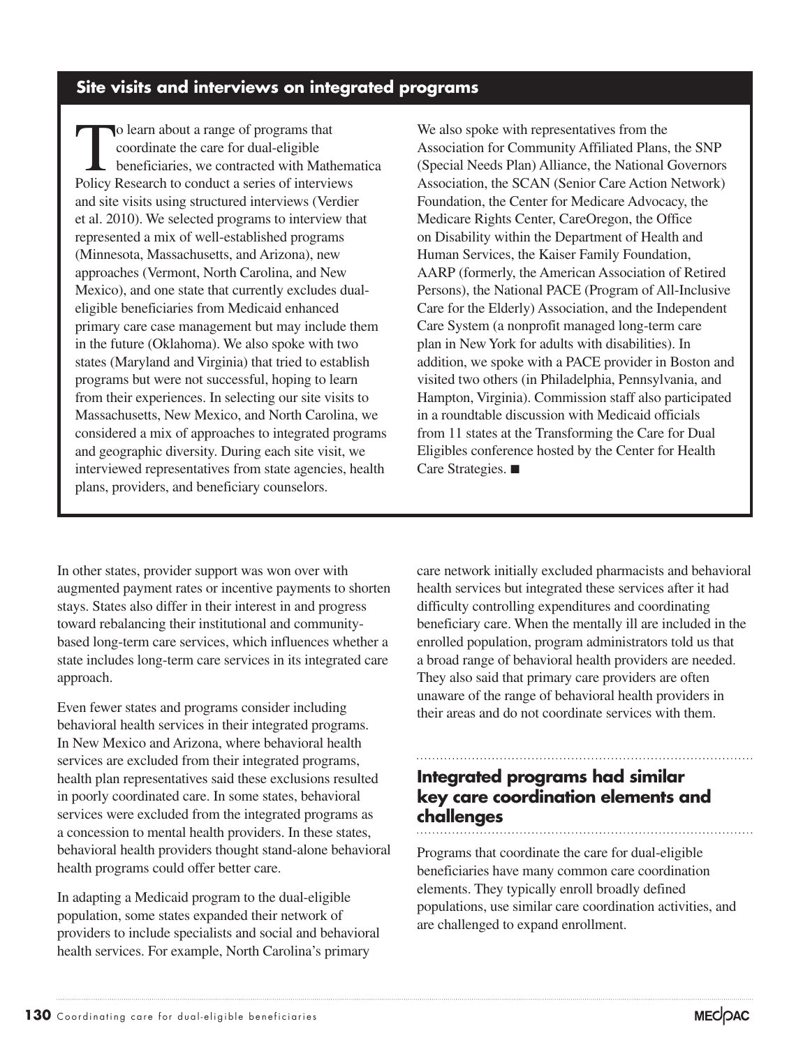## Site visits and interviews on integrated programs

To learn about a range of programs that coordinate the care for dual-eligible beneficiaries, we contracted with Mathematica Policy Research to conduct a series of interviews and site visits using structured interviews (Verdier et al. 2010). We selected programs to interview that represented a mix of well-established programs (Minnesota, Massachusetts, and Arizona), new approaches (Vermont, North Carolina, and New Mexico), and one state that currently excludes dual-eligible beneficiaries from Medicaid enhanced primary care case management but may include them in the future (Oklahoma). We also spoke with two states (Maryland and Virginia) that tried to establish programs but were not successful, hoping to learn from their experiences. In selecting our site visits to Massachusetts, New Mexico, and North Carolina, we considered a mix of approaches to integrated programs and geographic diversity. During each site visit, we interviewed representatives from state agencies, health plans, providers, and beneficiary counselors.

We also spoke with representatives from the Association for Community Affiliated Plans, the SNP (Special Needs Plan) Alliance, the National Governors Association, the SCAN (Senior Care Action Network) Foundation, the Center for Medicare Advocacy, the Medicare Rights Center, CareOregon, the Office on Disability within the Department of Health and Human Services, the Kaiser Family Foundation, AARP (formerly, the American Association of Retired Persons), the National PACE (Program of All-Inclusive Care for the Elderly) Association, and the Independent Care System (a nonprofit managed long-term care plan in New York for adults with disabilities). In addition, we spoke with a PACE provider in Boston and visited two others (in Philadelphia, Pennsylvania, and Hampton, Virginia). Commission staff also participated in a roundtable discussion with Medicaid officials from 11 states at the Transforming the Care for Dual Eligibles conference hosted by the Center for Health Care Strategies. ■

In other states, provider support was won over with augmented payment rates or incentive payments to shorten stays. States also differ in their interest in and progress toward rebalancing their institutional and community-based long-term care services, which influences whether a state includes long-term care services in its integrated care approach.

Even fewer states and programs consider including behavioral health services in their integrated programs. In New Mexico and Arizona, where behavioral health services are excluded from their integrated programs, health plan representatives said these exclusions resulted in poorly coordinated care. In some states, behavioral services were excluded from the integrated programs as a concession to mental health providers. In these states, behavioral health providers thought stand-alone behavioral health programs could offer better care.

In adapting a Medicaid program to the dual-eligible population, some states expanded their network of providers to include specialists and social and behavioral health services. For example, North Carolina's primary care network initially excluded pharmacists and behavioral health services but integrated these services after it had difficulty controlling expenditures and coordinating beneficiary care. When the mentally ill are included in the enrolled population, program administrators told us that a broad range of behavioral health providers are needed. They also said that primary care providers are often unaware of the range of behavioral health providers in their areas and do not coordinate services with them.

## Integrated programs had similar key care coordination elements and challenges

Programs that coordinate the care for dual-eligible beneficiaries have many common care coordination elements. They typically enroll broadly defined populations, use similar care coordination activities, and are challenged to expand enrollment.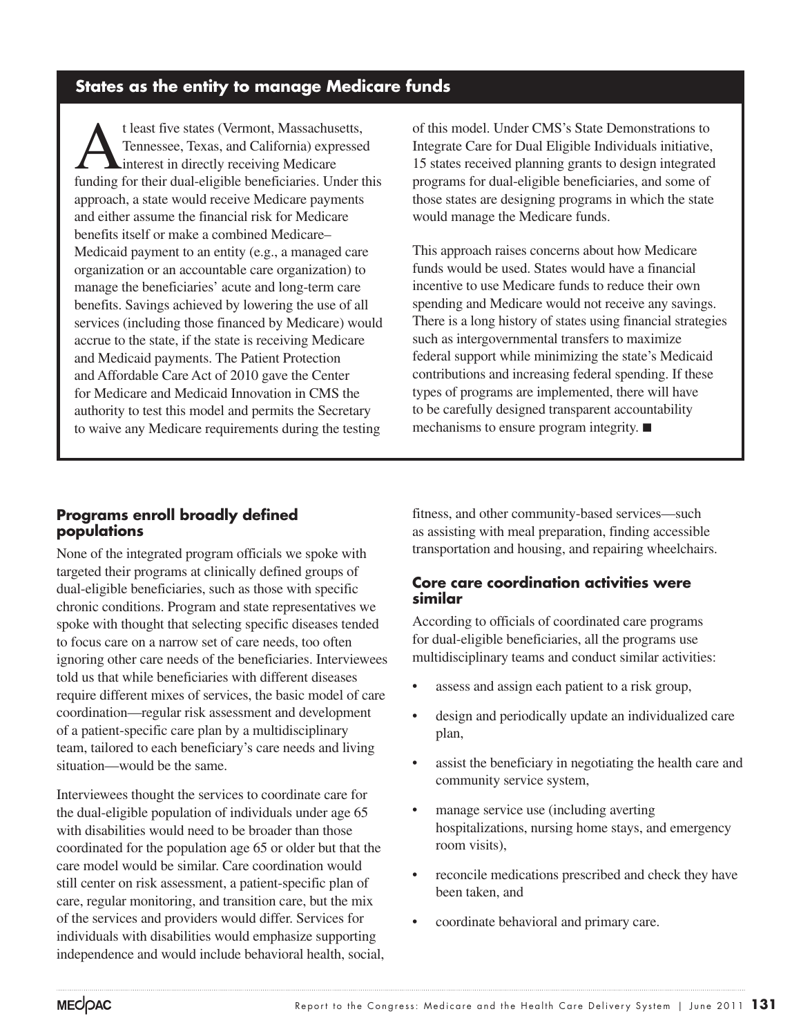## States as the entity to manage Medicare funds

At least five states (Vermont, Massachusetts, Tennessee, Texas, and California) expressed interest in directly receiving Medicare funding for their dual-eligible beneficiaries. Under this approach, a state would receive Medicare payments and either assume the financial risk for Medicare benefits itself or make a combined Medicare–Medicaid payment to an entity (e.g., a managed care organization or an accountable care organization) to manage the beneficiaries' acute and long-term care benefits. Savings achieved by lowering the use of all services (including those financed by Medicare) would accrue to the state, if the state is receiving Medicare and Medicaid payments. The Patient Protection and Affordable Care Act of 2010 gave the Center for Medicare and Medicaid Innovation in CMS the authority to test this model and permits the Secretary to waive any Medicare requirements during the testing of this model. Under CMS's State Demonstrations to Integrate Care for Dual Eligible Individuals initiative, 15 states received planning grants to design integrated programs for dual-eligible beneficiaries, and some of those states are designing programs in which the state would manage the Medicare funds.

This approach raises concerns about how Medicare funds would be used. States would have a financial incentive to use Medicare funds to reduce their own spending and Medicare would not receive any savings. There is a long history of states using financial strategies such as intergovernmental transfers to maximize federal support while minimizing the state's Medicaid contributions and increasing federal spending. If these types of programs are implemented, there will have to be carefully designed transparent accountability mechanisms to ensure program integrity. ■

### Programs enroll broadly defined populations

None of the integrated program officials we spoke with targeted their programs at clinically defined groups of dual-eligible beneficiaries, such as those with specific chronic conditions. Program and state representatives we spoke with thought that selecting specific diseases tended to focus care on a narrow set of care needs, too often ignoring other care needs of the beneficiaries. Interviewees told us that while beneficiaries with different diseases require different mixes of services, the basic model of care coordination—regular risk assessment and development of a patient-specific care plan by a multidisciplinary team, tailored to each beneficiary's care needs and living situation—would be the same.

Interviewees thought the services to coordinate care for the dual-eligible population of individuals under age 65 with disabilities would need to be broader than those coordinated for the population age 65 or older but that the care model would be similar. Care coordination would still center on risk assessment, a patient-specific plan of care, regular monitoring, and transition care, but the mix of the services and providers would differ. Services for individuals with disabilities would emphasize supporting independence and would include behavioral health, social, fitness, and other community-based services—such as assisting with meal preparation, finding accessible transportation and housing, and repairing wheelchairs.

### Core care coordination activities were similar

According to officials of coordinated care programs for dual-eligible beneficiaries, all the programs use multidisciplinary teams and conduct similar activities:

- assess and assign each patient to a risk group,
- design and periodically update an individualized care plan,
- assist the beneficiary in negotiating the health care and community service system,
- manage service use (including averting hospitalizations, nursing home stays, and emergency room visits),
- reconcile medications prescribed and check they have been taken, and
- coordinate behavioral and primary care.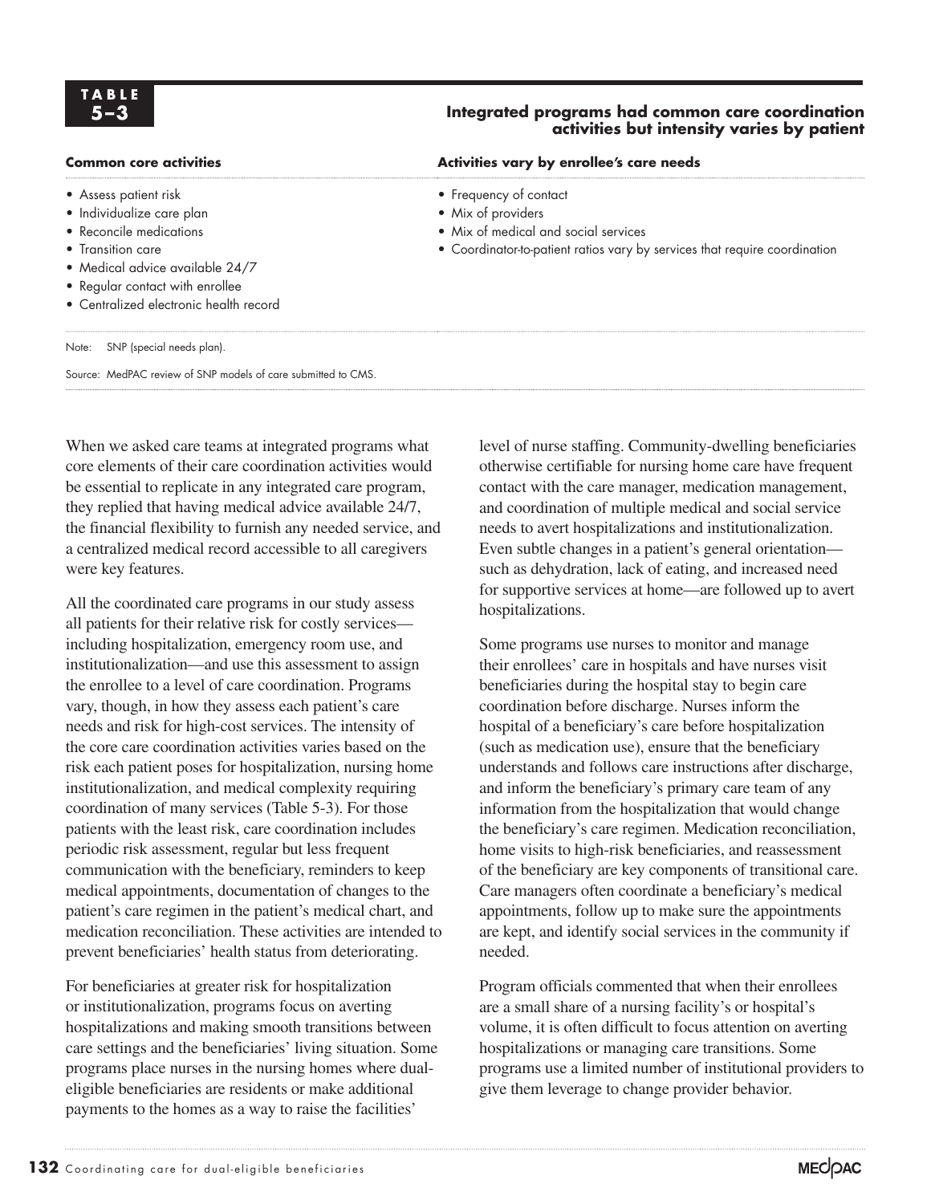**TABLE 5–3**

**Integrated programs had common care coordination activities but intensity varies by patient**

| Common core activities | Activities vary by enrollee's care needs |
|---|---|
| • Assess patient risk | • Frequency of contact |
| • Individualize care plan | • Mix of providers |
| • Reconcile medications | • Mix of medical and social services |
| • Transition care | • Coordinator-to-patient ratios vary by services that require coordination |
| • Medical advice available 24/7 | |
| • Regular contact with enrollee | |
| • Centralized electronic health record | |

Note: SNP (special needs plan).

Source: MedPAC review of SNP models of care submitted to CMS.

When we asked care teams at integrated programs what core elements of their care coordination activities would be essential to replicate in any integrated care program, they replied that having medical advice available 24/7, the financial flexibility to furnish any needed service, and a centralized medical record accessible to all caregivers were key features.

All the coordinated care programs in our study assess all patients for their relative risk for costly services—including hospitalization, emergency room use, and institutionalization—and use this assessment to assign the enrollee to a level of care coordination. Programs vary, though, in how they assess each patient's care needs and risk for high-cost services. The intensity of the core care coordination activities varies based on the risk each patient poses for hospitalization, nursing home institutionalization, and medical complexity requiring coordination of many services (Table 5-3). For those patients with the least risk, care coordination includes periodic risk assessment, regular but less frequent communication with the beneficiary, reminders to keep medical appointments, documentation of changes to the patient's care regimen in the patient's medical chart, and medication reconciliation. These activities are intended to prevent beneficiaries' health status from deteriorating.

For beneficiaries at greater risk for hospitalization or institutionalization, programs focus on averting hospitalizations and making smooth transitions between care settings and the beneficiaries' living situation. Some programs place nurses in the nursing homes where dual-eligible beneficiaries are residents or make additional payments to the homes as a way to raise the facilities' level of nurse staffing. Community-dwelling beneficiaries otherwise certifiable for nursing home care have frequent contact with the care manager, medication management, and coordination of multiple medical and social service needs to avert hospitalizations and institutionalization. Even subtle changes in a patient's general orientation—such as dehydration, lack of eating, and increased need for supportive services at home—are followed up to avert hospitalizations.

Some programs use nurses to monitor and manage their enrollees' care in hospitals and have nurses visit beneficiaries during the hospital stay to begin care coordination before discharge. Nurses inform the hospital of a beneficiary's care before hospitalization (such as medication use), ensure that the beneficiary understands and follows care instructions after discharge, and inform the beneficiary's primary care team of any information from the hospitalization that would change the beneficiary's care regimen. Medication reconciliation, home visits to high-risk beneficiaries, and reassessment of the beneficiary are key components of transitional care. Care managers often coordinate a beneficiary's medical appointments, follow up to make sure the appointments are kept, and identify social services in the community if needed.

Program officials commented that when their enrollees are a small share of a nursing facility's or hospital's volume, it is often difficult to focus attention on averting hospitalizations or managing care transitions. Some programs use a limited number of institutional providers to give them leverage to change provider behavior.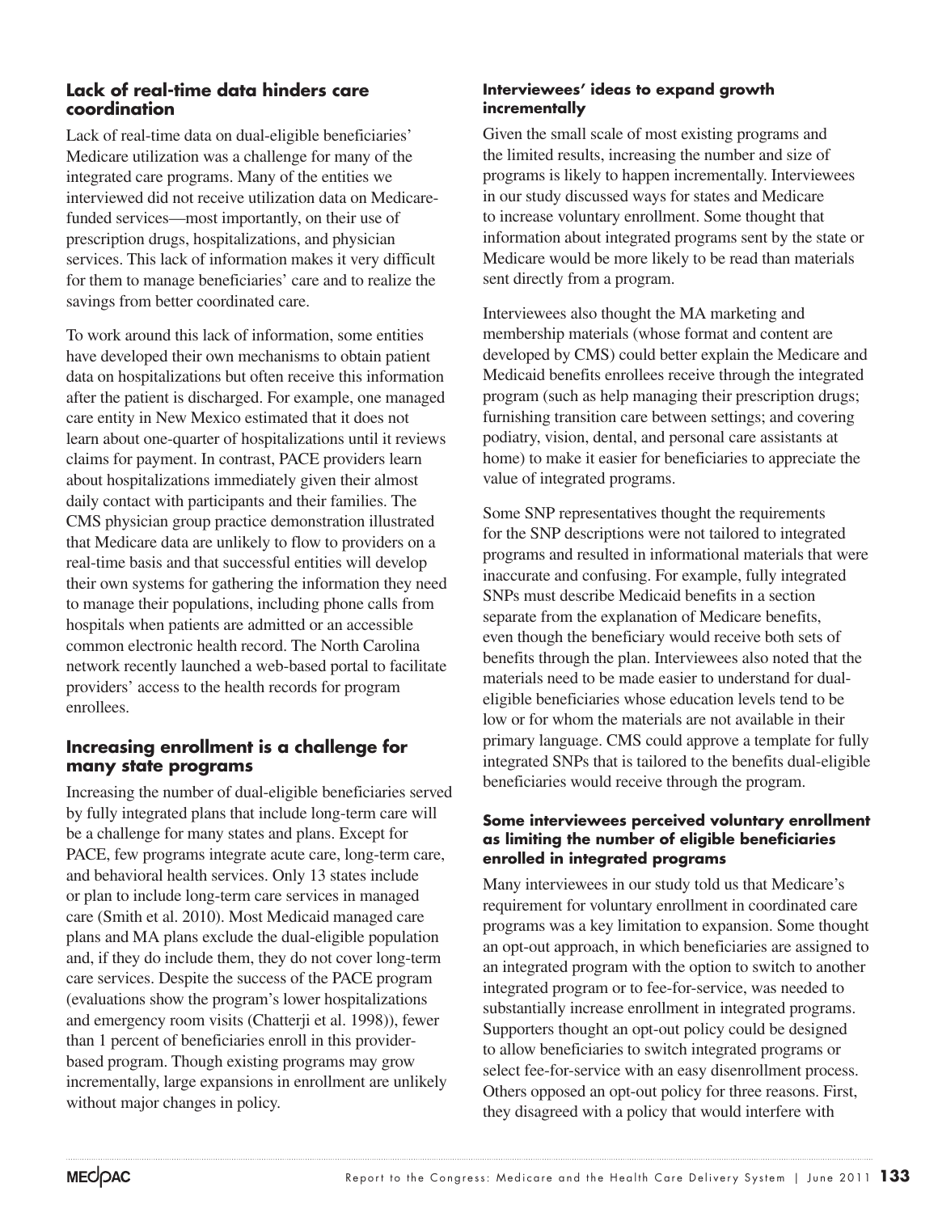## Lack of real-time data hinders care coordination

Lack of real-time data on dual-eligible beneficiaries' Medicare utilization was a challenge for many of the integrated care programs. Many of the entities we interviewed did not receive utilization data on Medicare-funded services—most importantly, on their use of prescription drugs, hospitalizations, and physician services. This lack of information makes it very difficult for them to manage beneficiaries' care and to realize the savings from better coordinated care.

To work around this lack of information, some entities have developed their own mechanisms to obtain patient data on hospitalizations but often receive this information after the patient is discharged. For example, one managed care entity in New Mexico estimated that it does not learn about one-quarter of hospitalizations until it reviews claims for payment. In contrast, PACE providers learn about hospitalizations immediately given their almost daily contact with participants and their families. The CMS physician group practice demonstration illustrated that Medicare data are unlikely to flow to providers on a real-time basis and that successful entities will develop their own systems for gathering the information they need to manage their populations, including phone calls from hospitals when patients are admitted or an accessible common electronic health record. The North Carolina network recently launched a web-based portal to facilitate providers' access to the health records for program enrollees.

## Increasing enrollment is a challenge for many state programs

Increasing the number of dual-eligible beneficiaries served by fully integrated plans that include long-term care will be a challenge for many states and plans. Except for PACE, few programs integrate acute care, long-term care, and behavioral health services. Only 13 states include or plan to include long-term care services in managed care (Smith et al. 2010). Most Medicaid managed care plans and MA plans exclude the dual-eligible population and, if they do include them, they do not cover long-term care services. Despite the success of the PACE program (evaluations show the program's lower hospitalizations and emergency room visits (Chatterji et al. 1998)), fewer than 1 percent of beneficiaries enroll in this provider-based program. Though existing programs may grow incrementally, large expansions in enrollment are unlikely without major changes in policy.

### Interviewees' ideas to expand growth incrementally

Given the small scale of most existing programs and the limited results, increasing the number and size of programs is likely to happen incrementally. Interviewees in our study discussed ways for states and Medicare to increase voluntary enrollment. Some thought that information about integrated programs sent by the state or Medicare would be more likely to be read than materials sent directly from a program.

Interviewees also thought the MA marketing and membership materials (whose format and content are developed by CMS) could better explain the Medicare and Medicaid benefits enrollees receive through the integrated program (such as help managing their prescription drugs; furnishing transition care between settings; and covering podiatry, vision, dental, and personal care assistants at home) to make it easier for beneficiaries to appreciate the value of integrated programs.

Some SNP representatives thought the requirements for the SNP descriptions were not tailored to integrated programs and resulted in informational materials that were inaccurate and confusing. For example, fully integrated SNPs must describe Medicaid benefits in a section separate from the explanation of Medicare benefits, even though the beneficiary would receive both sets of benefits through the plan. Interviewees also noted that the materials need to be made easier to understand for dual-eligible beneficiaries whose education levels tend to be low or for whom the materials are not available in their primary language. CMS could approve a template for fully integrated SNPs that is tailored to the benefits dual-eligible beneficiaries would receive through the program.

### Some interviewees perceived voluntary enrollment as limiting the number of eligible beneficiaries enrolled in integrated programs

Many interviewees in our study told us that Medicare's requirement for voluntary enrollment in coordinated care programs was a key limitation to expansion. Some thought an opt-out approach, in which beneficiaries are assigned to an integrated program with the option to switch to another integrated program or to fee-for-service, was needed to substantially increase enrollment in integrated programs. Supporters thought an opt-out policy could be designed to allow beneficiaries to switch integrated programs or select fee-for-service with an easy disenrollment process. Others opposed an opt-out policy for three reasons. First, they disagreed with a policy that would interfere with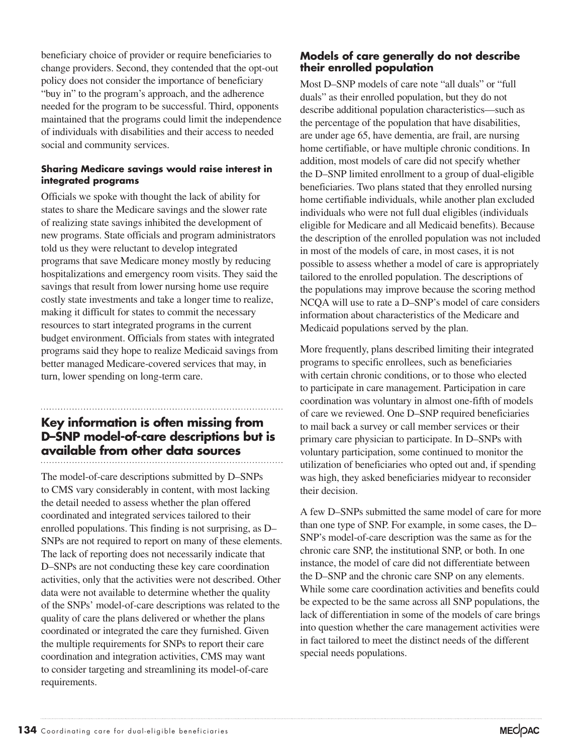beneficiary choice of provider or require beneficiaries to change providers. Second, they contended that the opt-out policy does not consider the importance of beneficiary "buy in" to the program's approach, and the adherence needed for the program to be successful. Third, opponents maintained that the programs could limit the independence of individuals with disabilities and their access to needed social and community services.

#### Sharing Medicare savings would raise interest in integrated programs

Officials we spoke with thought the lack of ability for states to share the Medicare savings and the slower rate of realizing state savings inhibited the development of new programs. State officials and program administrators told us they were reluctant to develop integrated programs that save Medicare money mostly by reducing hospitalizations and emergency room visits. They said the savings that result from lower nursing home use require costly state investments and take a longer time to realize, making it difficult for states to commit the necessary resources to start integrated programs in the current budget environment. Officials from states with integrated programs said they hope to realize Medicaid savings from better managed Medicare-covered services that may, in turn, lower spending on long-term care.

## Key information is often missing from D–SNP model-of-care descriptions but is available from other data sources

The model-of-care descriptions submitted by D–SNPs to CMS vary considerably in content, with most lacking the detail needed to assess whether the plan offered coordinated and integrated services tailored to their enrolled populations. This finding is not surprising, as D–SNPs are not required to report on many of these elements. The lack of reporting does not necessarily indicate that D–SNPs are not conducting these key care coordination activities, only that the activities were not described. Other data were not available to determine whether the quality of the SNPs' model-of-care descriptions was related to the quality of care the plans delivered or whether the plans coordinated or integrated the care they furnished. Given the multiple requirements for SNPs to report their care coordination and integration activities, CMS may want to consider targeting and streamlining its model-of-care requirements.

### Models of care generally do not describe their enrolled population

Most D–SNP models of care note "all duals" or "full duals" as their enrolled population, but they do not describe additional population characteristics—such as the percentage of the population that have disabilities, are under age 65, have dementia, are frail, are nursing home certifiable, or have multiple chronic conditions. In addition, most models of care did not specify whether the D–SNP limited enrollment to a group of dual-eligible beneficiaries. Two plans stated that they enrolled nursing home certifiable individuals, while another plan excluded individuals who were not full dual eligibles (individuals eligible for Medicare and all Medicaid benefits). Because the description of the enrolled population was not included in most of the models of care, in most cases, it is not possible to assess whether a model of care is appropriately tailored to the enrolled population. The descriptions of the populations may improve because the scoring method NCQA will use to rate a D–SNP's model of care considers information about characteristics of the Medicare and Medicaid populations served by the plan.

More frequently, plans described limiting their integrated programs to specific enrollees, such as beneficiaries with certain chronic conditions, or to those who elected to participate in care management. Participation in care coordination was voluntary in almost one-fifth of models of care we reviewed. One D–SNP required beneficiaries to mail back a survey or call member services or their primary care physician to participate. In D–SNPs with voluntary participation, some continued to monitor the utilization of beneficiaries who opted out and, if spending was high, they asked beneficiaries midyear to reconsider their decision.

A few D–SNPs submitted the same model of care for more than one type of SNP. For example, in some cases, the D–SNP's model-of-care description was the same as for the chronic care SNP, the institutional SNP, or both. In one instance, the model of care did not differentiate between the D–SNP and the chronic care SNP on any elements. While some care coordination activities and benefits could be expected to be the same across all SNP populations, the lack of differentiation in some of the models of care brings into question whether the care management activities were in fact tailored to meet the distinct needs of the different special needs populations.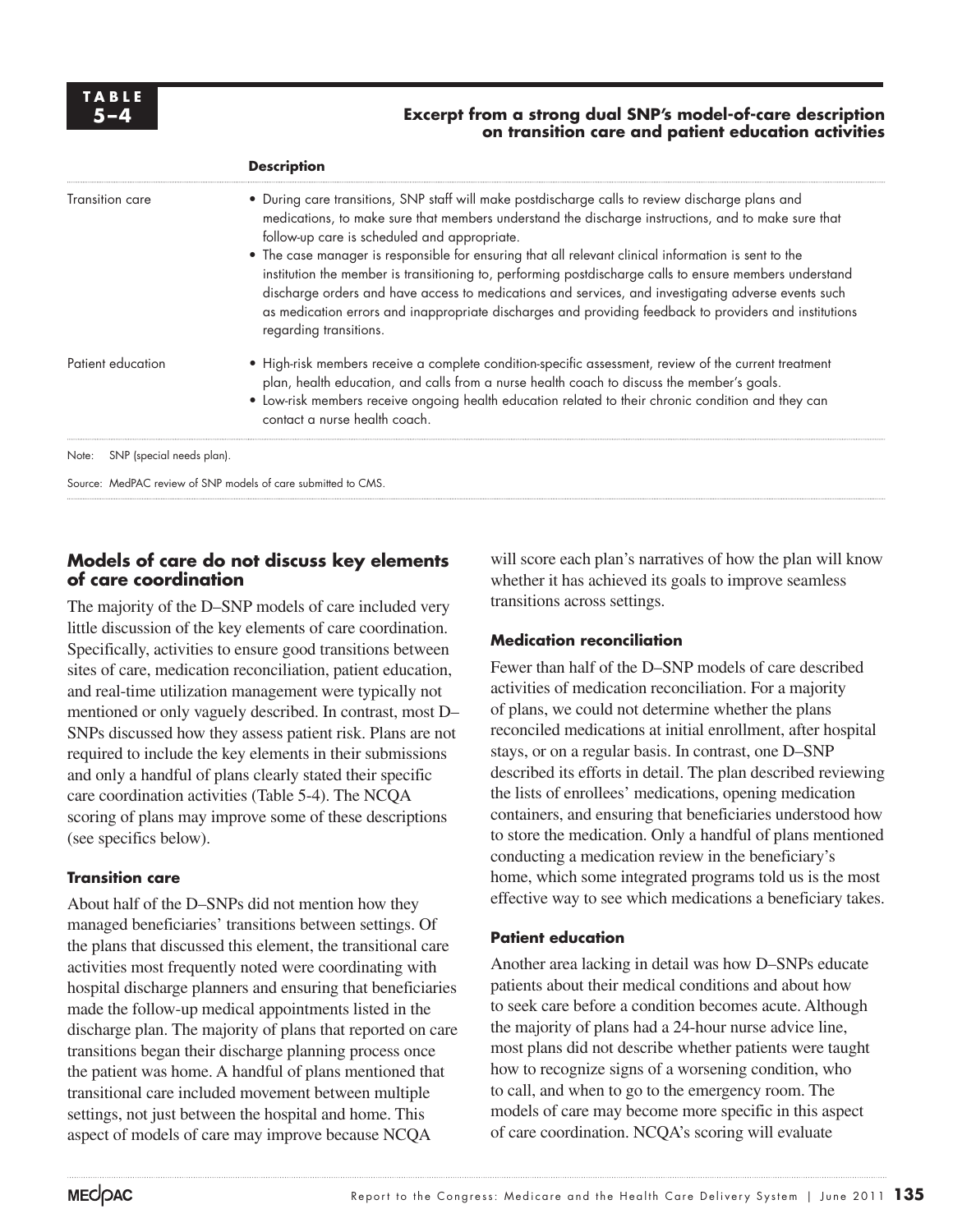**TABLE 5–4**

**Excerpt from a strong dual SNP's model-of-care description on transition care and patient education activities**

| | Description |
|---|---|
| Transition care | • During care transitions, SNP staff will make postdischarge calls to review discharge plans and medications, to make sure that members understand the discharge instructions, and to make sure that follow-up care is scheduled and appropriate.<br>• The case manager is responsible for ensuring that all relevant clinical information is sent to the institution the member is transitioning to, performing postdischarge calls to ensure members understand discharge orders and have access to medications and services, and investigating adverse events such as medication errors and inappropriate discharges and providing feedback to providers and institutions regarding transitions. |
| Patient education | • High-risk members receive a complete condition-specific assessment, review of the current treatment plan, health education, and calls from a nurse health coach to discuss the member's goals.<br>• Low-risk members receive ongoing health education related to their chronic condition and they can contact a nurse health coach. |

Note: SNP (special needs plan).

Source: MedPAC review of SNP models of care submitted to CMS.

## Models of care do not discuss key elements of care coordination

The majority of the D–SNP models of care included very little discussion of the key elements of care coordination. Specifically, activities to ensure good transitions between sites of care, medication reconciliation, patient education, and real-time utilization management were typically not mentioned or only vaguely described. In contrast, most D–SNPs discussed how they assess patient risk. Plans are not required to include the key elements in their submissions and only a handful of plans clearly stated their specific care coordination activities (Table 5-4). The NCQA scoring of plans may improve some of these descriptions (see specifics below).

### Transition care

About half of the D–SNPs did not mention how they managed beneficiaries' transitions between settings. Of the plans that discussed this element, the transitional care activities most frequently noted were coordinating with hospital discharge planners and ensuring that beneficiaries made the follow-up medical appointments listed in the discharge plan. The majority of plans that reported on care transitions began their discharge planning process once the patient was home. A handful of plans mentioned that transitional care included movement between multiple settings, not just between the hospital and home. This aspect of models of care may improve because NCQA will score each plan's narratives of how the plan will know whether it has achieved its goals to improve seamless transitions across settings.

### Medication reconciliation

Fewer than half of the D–SNP models of care described activities of medication reconciliation. For a majority of plans, we could not determine whether the plans reconciled medications at initial enrollment, after hospital stays, or on a regular basis. In contrast, one D–SNP described its efforts in detail. The plan described reviewing the lists of enrollees' medications, opening medication containers, and ensuring that beneficiaries understood how to store the medication. Only a handful of plans mentioned conducting a medication review in the beneficiary's home, which some integrated programs told us is the most effective way to see which medications a beneficiary takes.

### Patient education

Another area lacking in detail was how D–SNPs educate patients about their medical conditions and about how to seek care before a condition becomes acute. Although the majority of plans had a 24-hour nurse advice line, most plans did not describe whether patients were taught how to recognize signs of a worsening condition, who to call, and when to go to the emergency room. The models of care may become more specific in this aspect of care coordination. NCQA's scoring will evaluate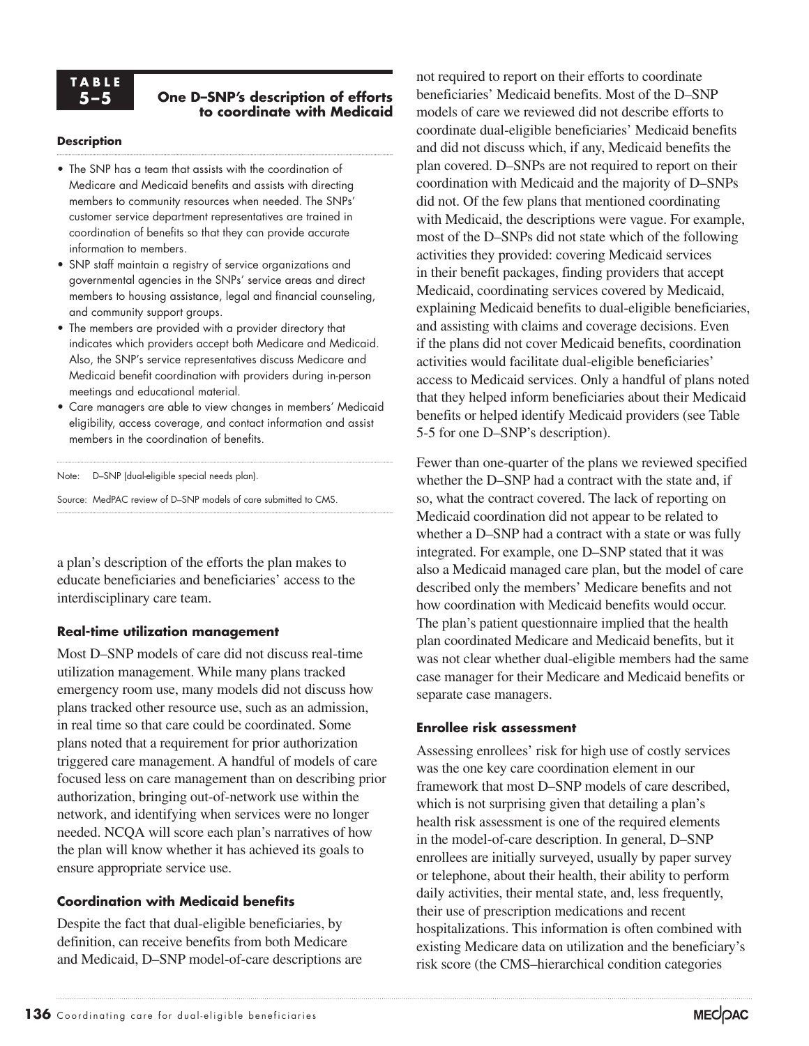**TABLE 5–5 One D–SNP's description of efforts to coordinate with Medicaid**

| Description |
|---|
| • The SNP has a team that assists with the coordination of Medicare and Medicaid benefits and assists with directing members to community resources when needed. The SNPs' customer service department representatives are trained in coordination of benefits so that they can provide accurate information to members.<br>• SNP staff maintain a registry of service organizations and governmental agencies in the SNPs' service areas and direct members to housing assistance, legal and financial counseling, and community support groups.<br>• The members are provided with a provider directory that indicates which providers accept both Medicare and Medicaid. Also, the SNP's service representatives discuss Medicare and Medicaid benefit coordination with providers during in-person meetings and educational material.<br>• Care managers are able to view changes in members' Medicaid eligibility, access coverage, and contact information and assist members in the coordination of benefits. |

Note: D–SNP (dual-eligible special needs plan).

Source: MedPAC review of D–SNP models of care submitted to CMS.

a plan's description of the efforts the plan makes to educate beneficiaries and beneficiaries' access to the interdisciplinary care team.

#### Real-time utilization management

Most D–SNP models of care did not discuss real-time utilization management. While many plans tracked emergency room use, many models did not discuss how plans tracked other resource use, such as an admission, in real time so that care could be coordinated. Some plans noted that a requirement for prior authorization triggered care management. A handful of models of care focused less on care management than on describing prior authorization, bringing out-of-network use within the network, and identifying when services were no longer needed. NCQA will score each plan's narratives of how the plan will know whether it has achieved its goals to ensure appropriate service use.

#### Coordination with Medicaid benefits

Despite the fact that dual-eligible beneficiaries, by definition, can receive benefits from both Medicare and Medicaid, D–SNP model-of-care descriptions are not required to report on their efforts to coordinate beneficiaries' Medicaid benefits. Most of the D–SNP models of care we reviewed did not describe efforts to coordinate dual-eligible beneficiaries' Medicaid benefits and did not discuss which, if any, Medicaid benefits the plan covered. D–SNPs are not required to report on their coordination with Medicaid and the majority of D–SNPs did not. Of the few plans that mentioned coordinating with Medicaid, the descriptions were vague. For example, most of the D–SNPs did not state which of the following activities they provided: covering Medicaid services in their benefit packages, finding providers that accept Medicaid, coordinating services covered by Medicaid, explaining Medicaid benefits to dual-eligible beneficiaries, and assisting with claims and coverage decisions. Even if the plans did not cover Medicaid benefits, coordination activities would facilitate dual-eligible beneficiaries' access to Medicaid services. Only a handful of plans noted that they helped inform beneficiaries about their Medicaid benefits or helped identify Medicaid providers (see Table 5-5 for one D–SNP's description).

Fewer than one-quarter of the plans we reviewed specified whether the D–SNP had a contract with the state and, if so, what the contract covered. The lack of reporting on Medicaid coordination did not appear to be related to whether a D–SNP had a contract with a state or was fully integrated. For example, one D–SNP stated that it was also a Medicaid managed care plan, but the model of care described only the members' Medicare benefits and not how coordination with Medicaid benefits would occur. The plan's patient questionnaire implied that the health plan coordinated Medicare and Medicaid benefits, but it was not clear whether dual-eligible members had the same case manager for their Medicare and Medicaid benefits or separate case managers.

#### Enrollee risk assessment

Assessing enrollees' risk for high use of costly services was the one key care coordination element in our framework that most D–SNP models of care described, which is not surprising given that detailing a plan's health risk assessment is one of the required elements in the model-of-care description. In general, D–SNP enrollees are initially surveyed, usually by paper survey or telephone, about their health, their ability to perform daily activities, their mental state, and, less frequently, their use of prescription medications and recent hospitalizations. This information is often combined with existing Medicare data on utilization and the beneficiary's risk score (the CMS–hierarchical condition categories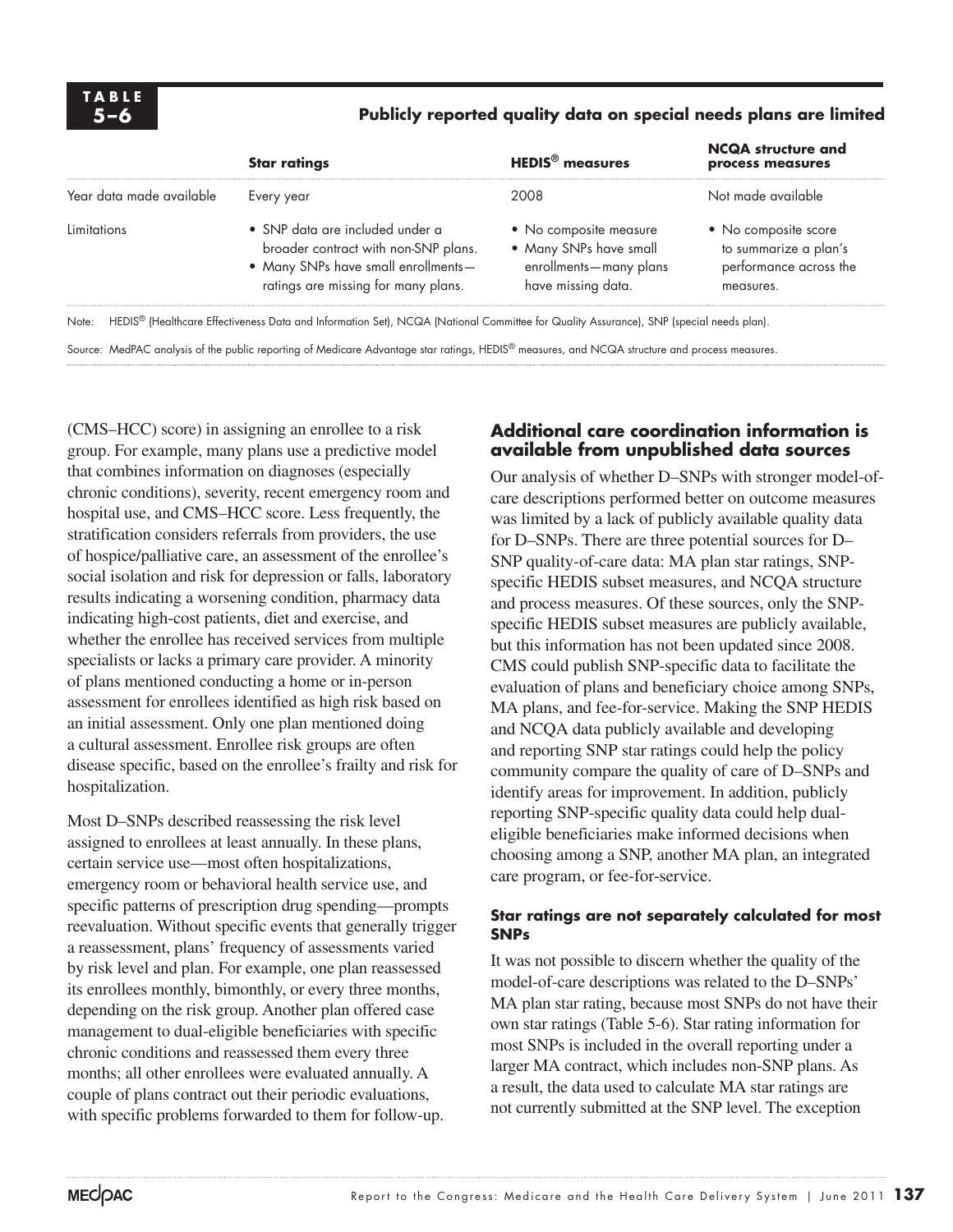**TABLE 5–6**

**Publicly reported quality data on special needs plans are limited**

| | Star ratings | HEDIS® measures | NCQA structure and process measures |
|---|---|---|---|
| Year data made available | Every year | 2008 | Not made available |
| Limitations | • SNP data are included under a broader contract with non-SNP plans.<br>• Many SNPs have small enrollments—ratings are missing for many plans. | • No composite measure<br>• Many SNPs have small enrollments—many plans have missing data. | • No composite score to summarize a plan's performance across the measures. |

Note: HEDIS® (Healthcare Effectiveness Data and Information Set), NCQA (National Committee for Quality Assurance), SNP (special needs plan).

Source: MedPAC analysis of the public reporting of Medicare Advantage star ratings, HEDIS® measures, and NCQA structure and process measures.

(CMS–HCC) score) in assigning an enrollee to a risk group. For example, many plans use a predictive model that combines information on diagnoses (especially chronic conditions), severity, recent emergency room and hospital use, and CMS–HCC score. Less frequently, the stratification considers referrals from providers, the use of hospice/palliative care, an assessment of the enrollee's social isolation and risk for depression or falls, laboratory results indicating a worsening condition, pharmacy data indicating high-cost patients, diet and exercise, and whether the enrollee has received services from multiple specialists or lacks a primary care provider. A minority of plans mentioned conducting a home or in-person assessment for enrollees identified as high risk based on an initial assessment. Only one plan mentioned doing a cultural assessment. Enrollee risk groups are often disease specific, based on the enrollee's frailty and risk for hospitalization.

Most D–SNPs described reassessing the risk level assigned to enrollees at least annually. In these plans, certain service use—most often hospitalizations, emergency room or behavioral health service use, and specific patterns of prescription drug spending—prompts reevaluation. Without specific events that generally trigger a reassessment, plans' frequency of assessments varied by risk level and plan. For example, one plan reassessed its enrollees monthly, bimonthly, or every three months, depending on the risk group. Another plan offered case management to dual-eligible beneficiaries with specific chronic conditions and reassessed them every three months; all other enrollees were evaluated annually. A couple of plans contract out their periodic evaluations, with specific problems forwarded to them for follow-up.

## Additional care coordination information is available from unpublished data sources

Our analysis of whether D–SNPs with stronger model-of-care descriptions performed better on outcome measures was limited by a lack of publicly available quality data for D–SNPs. There are three potential sources for D–SNP quality-of-care data: MA plan star ratings, SNP-specific HEDIS subset measures, and NCQA structure and process measures. Of these sources, only the SNP-specific HEDIS subset measures are publicly available, but this information has not been updated since 2008. CMS could publish SNP-specific data to facilitate the evaluation of plans and beneficiary choice among SNPs, MA plans, and fee-for-service. Making the SNP HEDIS and NCQA data publicly available and developing and reporting SNP star ratings could help the policy community compare the quality of care of D–SNPs and identify areas for improvement. In addition, publicly reporting SNP-specific quality data could help dual-eligible beneficiaries make informed decisions when choosing among a SNP, another MA plan, an integrated care program, or fee-for-service.

### Star ratings are not separately calculated for most SNPs

It was not possible to discern whether the quality of the model-of-care descriptions was related to the D–SNPs' MA plan star rating, because most SNPs do not have their own star ratings (Table 5-6). Star rating information for most SNPs is included in the overall reporting under a larger MA contract, which includes non-SNP plans. As a result, the data used to calculate MA star ratings are not currently submitted at the SNP level. The exception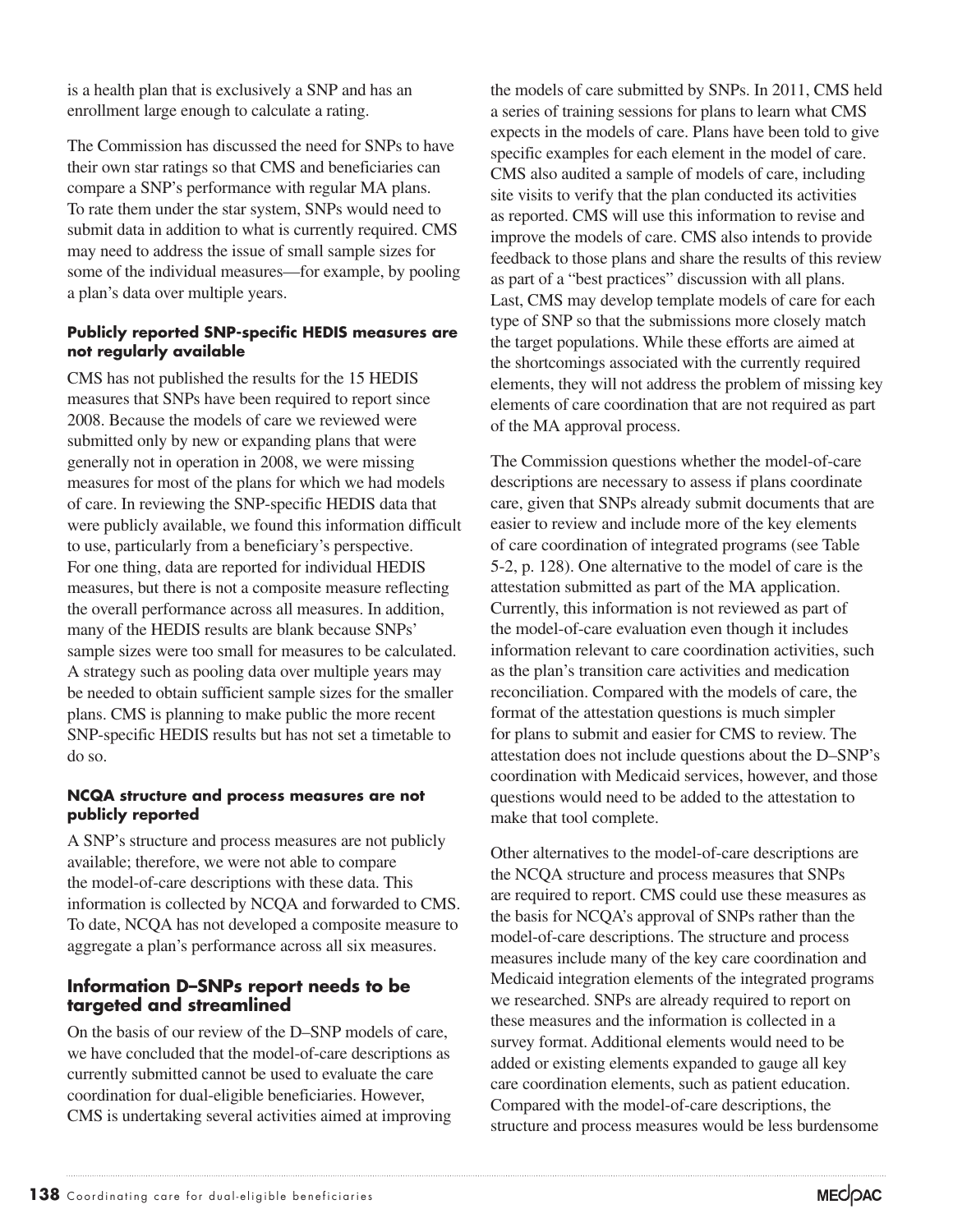is a health plan that is exclusively a SNP and has an enrollment large enough to calculate a rating.

The Commission has discussed the need for SNPs to have their own star ratings so that CMS and beneficiaries can compare a SNP's performance with regular MA plans. To rate them under the star system, SNPs would need to submit data in addition to what is currently required. CMS may need to address the issue of small sample sizes for some of the individual measures—for example, by pooling a plan's data over multiple years.

#### Publicly reported SNP-specific HEDIS measures are not regularly available

CMS has not published the results for the 15 HEDIS measures that SNPs have been required to report since 2008. Because the models of care we reviewed were submitted only by new or expanding plans that were generally not in operation in 2008, we were missing measures for most of the plans for which we had models of care. In reviewing the SNP-specific HEDIS data that were publicly available, we found this information difficult to use, particularly from a beneficiary's perspective. For one thing, data are reported for individual HEDIS measures, but there is not a composite measure reflecting the overall performance across all measures. In addition, many of the HEDIS results are blank because SNPs' sample sizes were too small for measures to be calculated. A strategy such as pooling data over multiple years may be needed to obtain sufficient sample sizes for the smaller plans. CMS is planning to make public the more recent SNP-specific HEDIS results but has not set a timetable to do so.

#### NCQA structure and process measures are not publicly reported

A SNP's structure and process measures are not publicly available; therefore, we were not able to compare the model-of-care descriptions with these data. This information is collected by NCQA and forwarded to CMS. To date, NCQA has not developed a composite measure to aggregate a plan's performance across all six measures.

### Information D–SNPs report needs to be targeted and streamlined

On the basis of our review of the D–SNP models of care, we have concluded that the model-of-care descriptions as currently submitted cannot be used to evaluate the care coordination for dual-eligible beneficiaries. However, CMS is undertaking several activities aimed at improving the models of care submitted by SNPs. In 2011, CMS held a series of training sessions for plans to learn what CMS expects in the models of care. Plans have been told to give specific examples for each element in the model of care. CMS also audited a sample of models of care, including site visits to verify that the plan conducted its activities as reported. CMS will use this information to revise and improve the models of care. CMS also intends to provide feedback to those plans and share the results of this review as part of a "best practices" discussion with all plans. Last, CMS may develop template models of care for each type of SNP so that the submissions more closely match the target populations. While these efforts are aimed at the shortcomings associated with the currently required elements, they will not address the problem of missing key elements of care coordination that are not required as part of the MA approval process.

The Commission questions whether the model-of-care descriptions are necessary to assess if plans coordinate care, given that SNPs already submit documents that are easier to review and include more of the key elements of care coordination of integrated programs (see Table 5-2, p. 128). One alternative to the model of care is the attestation submitted as part of the MA application. Currently, this information is not reviewed as part of the model-of-care evaluation even though it includes information relevant to care coordination activities, such as the plan's transition care activities and medication reconciliation. Compared with the models of care, the format of the attestation questions is much simpler for plans to submit and easier for CMS to review. The attestation does not include questions about the D–SNP's coordination with Medicaid services, however, and those questions would need to be added to the attestation to make that tool complete.

Other alternatives to the model-of-care descriptions are the NCQA structure and process measures that SNPs are required to report. CMS could use these measures as the basis for NCQA's approval of SNPs rather than the model-of-care descriptions. The structure and process measures include many of the key care coordination and Medicaid integration elements of the integrated programs we researched. SNPs are already required to report on these measures and the information is collected in a survey format. Additional elements would need to be added or existing elements expanded to gauge all key care coordination elements, such as patient education. Compared with the model-of-care descriptions, the structure and process measures would be less burdensome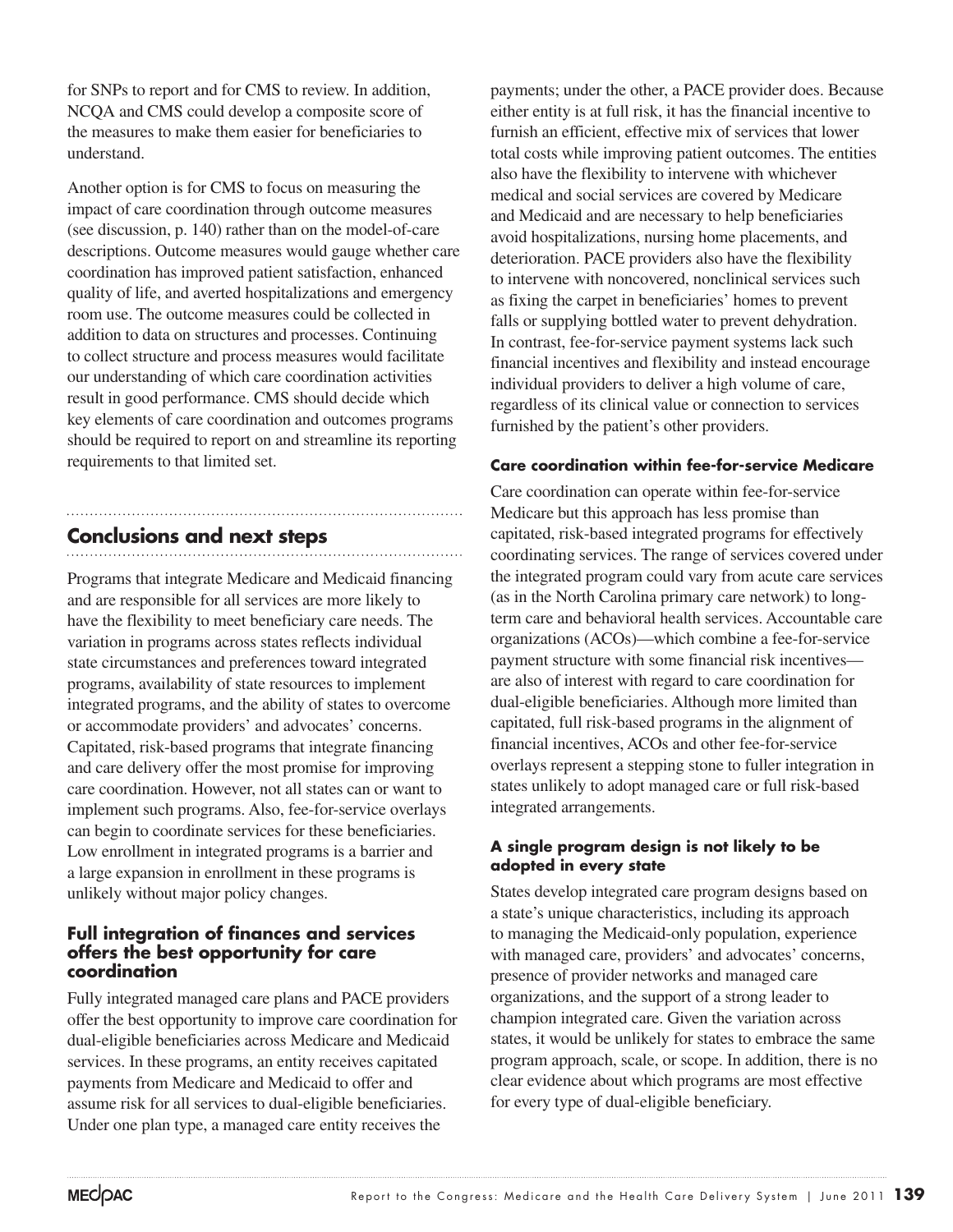for SNPs to report and for CMS to review. In addition, NCQA and CMS could develop a composite score of the measures to make them easier for beneficiaries to understand.

Another option is for CMS to focus on measuring the impact of care coordination through outcome measures (see discussion, p. 140) rather than on the model-of-care descriptions. Outcome measures would gauge whether care coordination has improved patient satisfaction, enhanced quality of life, and averted hospitalizations and emergency room use. The outcome measures could be collected in addition to data on structures and processes. Continuing to collect structure and process measures would facilitate our understanding of which care coordination activities result in good performance. CMS should decide which key elements of care coordination and outcomes programs should be required to report on and streamline its reporting requirements to that limited set.

## Conclusions and next steps

Programs that integrate Medicare and Medicaid financing and are responsible for all services are more likely to have the flexibility to meet beneficiary care needs. The variation in programs across states reflects individual state circumstances and preferences toward integrated programs, availability of state resources to implement integrated programs, and the ability of states to overcome or accommodate providers' and advocates' concerns. Capitated, risk-based programs that integrate financing and care delivery offer the most promise for improving care coordination. However, not all states can or want to implement such programs. Also, fee-for-service overlays can begin to coordinate services for these beneficiaries. Low enrollment in integrated programs is a barrier and a large expansion in enrollment in these programs is unlikely without major policy changes.

### Full integration of finances and services offers the best opportunity for care coordination

Fully integrated managed care plans and PACE providers offer the best opportunity to improve care coordination for dual-eligible beneficiaries across Medicare and Medicaid services. In these programs, an entity receives capitated payments from Medicare and Medicaid to offer and assume risk for all services to dual-eligible beneficiaries. Under one plan type, a managed care entity receives the payments; under the other, a PACE provider does. Because either entity is at full risk, it has the financial incentive to furnish an efficient, effective mix of services that lower total costs while improving patient outcomes. The entities also have the flexibility to intervene with whichever medical and social services are covered by Medicare and Medicaid and are necessary to help beneficiaries avoid hospitalizations, nursing home placements, and deterioration. PACE providers also have the flexibility to intervene with noncovered, nonclinical services such as fixing the carpet in beneficiaries' homes to prevent falls or supplying bottled water to prevent dehydration. In contrast, fee-for-service payment systems lack such financial incentives and flexibility and instead encourage individual providers to deliver a high volume of care, regardless of its clinical value or connection to services furnished by the patient's other providers.

#### Care coordination within fee-for-service Medicare

Care coordination can operate within fee-for-service Medicare but this approach has less promise than capitated, risk-based integrated programs for effectively coordinating services. The range of services covered under the integrated program could vary from acute care services (as in the North Carolina primary care network) to long-term care and behavioral health services. Accountable care organizations (ACOs)—which combine a fee-for-service payment structure with some financial risk incentives—are also of interest with regard to care coordination for dual-eligible beneficiaries. Although more limited than capitated, full risk-based programs in the alignment of financial incentives, ACOs and other fee-for-service overlays represent a stepping stone to fuller integration in states unlikely to adopt managed care or full risk-based integrated arrangements.

### A single program design is not likely to be adopted in every state

States develop integrated care program designs based on a state's unique characteristics, including its approach to managing the Medicaid-only population, experience with managed care, providers' and advocates' concerns, presence of provider networks and managed care organizations, and the support of a strong leader to champion integrated care. Given the variation across states, it would be unlikely for states to embrace the same program approach, scale, or scope. In addition, there is no clear evidence about which programs are most effective for every type of dual-eligible beneficiary.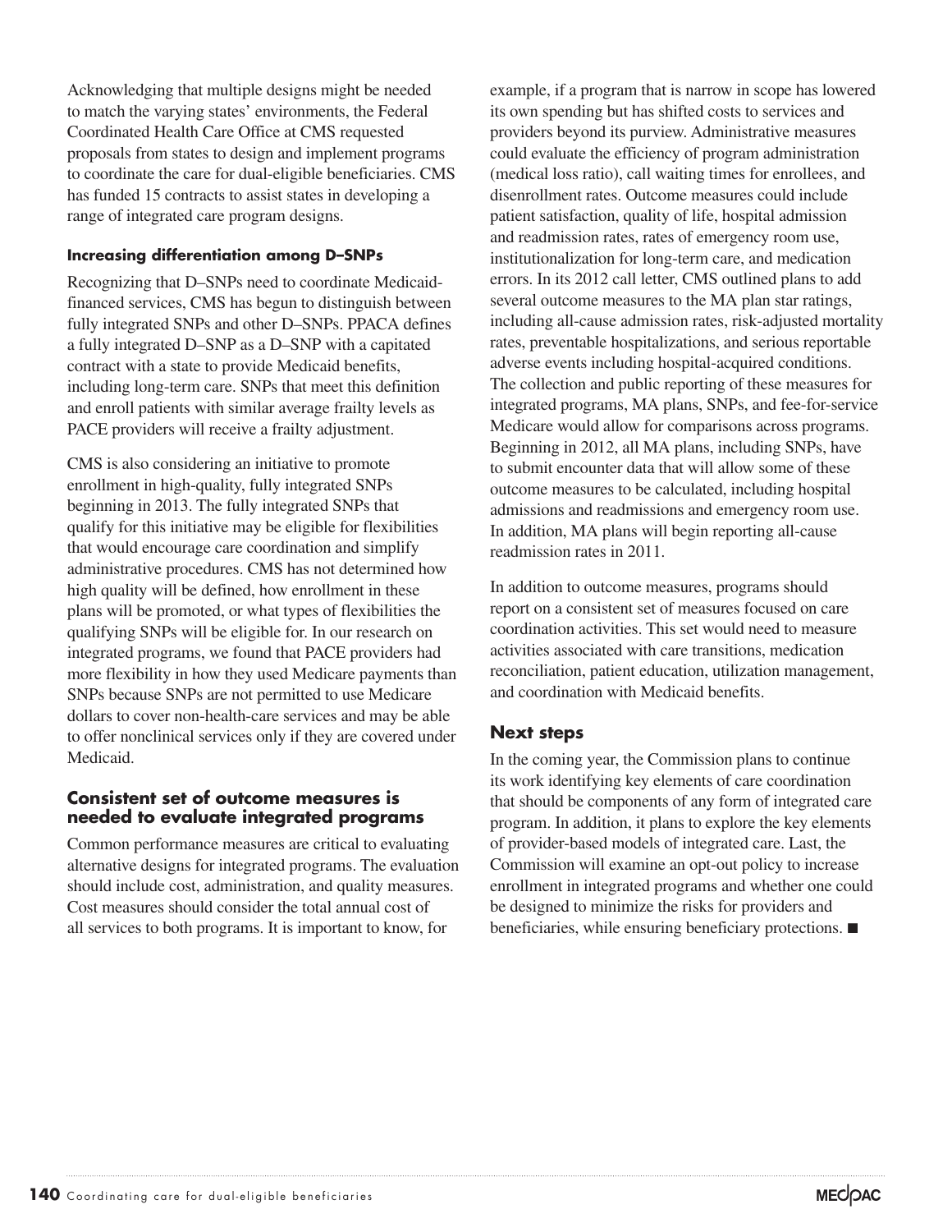Acknowledging that multiple designs might be needed to match the varying states' environments, the Federal Coordinated Health Care Office at CMS requested proposals from states to design and implement programs to coordinate the care for dual-eligible beneficiaries. CMS has funded 15 contracts to assist states in developing a range of integrated care program designs.

#### Increasing differentiation among D–SNPs

Recognizing that D–SNPs need to coordinate Medicaid-financed services, CMS has begun to distinguish between fully integrated SNPs and other D–SNPs. PPACA defines a fully integrated D–SNP as a D–SNP with a capitated contract with a state to provide Medicaid benefits, including long-term care. SNPs that meet this definition and enroll patients with similar average frailty levels as PACE providers will receive a frailty adjustment.

CMS is also considering an initiative to promote enrollment in high-quality, fully integrated SNPs beginning in 2013. The fully integrated SNPs that qualify for this initiative may be eligible for flexibilities that would encourage care coordination and simplify administrative procedures. CMS has not determined how high quality will be defined, how enrollment in these plans will be promoted, or what types of flexibilities the qualifying SNPs will be eligible for. In our research on integrated programs, we found that PACE providers had more flexibility in how they used Medicare payments than SNPs because SNPs are not permitted to use Medicare dollars to cover non-health-care services and may be able to offer nonclinical services only if they are covered under Medicaid.

### Consistent set of outcome measures is needed to evaluate integrated programs

Common performance measures are critical to evaluating alternative designs for integrated programs. The evaluation should include cost, administration, and quality measures. Cost measures should consider the total annual cost of all services to both programs. It is important to know, for example, if a program that is narrow in scope has lowered its own spending but has shifted costs to services and providers beyond its purview. Administrative measures could evaluate the efficiency of program administration (medical loss ratio), call waiting times for enrollees, and disenrollment rates. Outcome measures could include patient satisfaction, quality of life, hospital admission and readmission rates, rates of emergency room use, institutionalization for long-term care, and medication errors. In its 2012 call letter, CMS outlined plans to add several outcome measures to the MA plan star ratings, including all-cause admission rates, risk-adjusted mortality rates, preventable hospitalizations, and serious reportable adverse events including hospital-acquired conditions. The collection and public reporting of these measures for integrated programs, MA plans, SNPs, and fee-for-service Medicare would allow for comparisons across programs. Beginning in 2012, all MA plans, including SNPs, have to submit encounter data that will allow some of these outcome measures to be calculated, including hospital admissions and readmissions and emergency room use. In addition, MA plans will begin reporting all-cause readmission rates in 2011.

In addition to outcome measures, programs should report on a consistent set of measures focused on care coordination activities. This set would need to measure activities associated with care transitions, medication reconciliation, patient education, utilization management, and coordination with Medicaid benefits.

### Next steps

In the coming year, the Commission plans to continue its work identifying key elements of care coordination that should be components of any form of integrated care program. In addition, it plans to explore the key elements of provider-based models of integrated care. Last, the Commission will examine an opt-out policy to increase enrollment in integrated programs and whether one could be designed to minimize the risks for providers and beneficiaries, while ensuring beneficiary protections. ■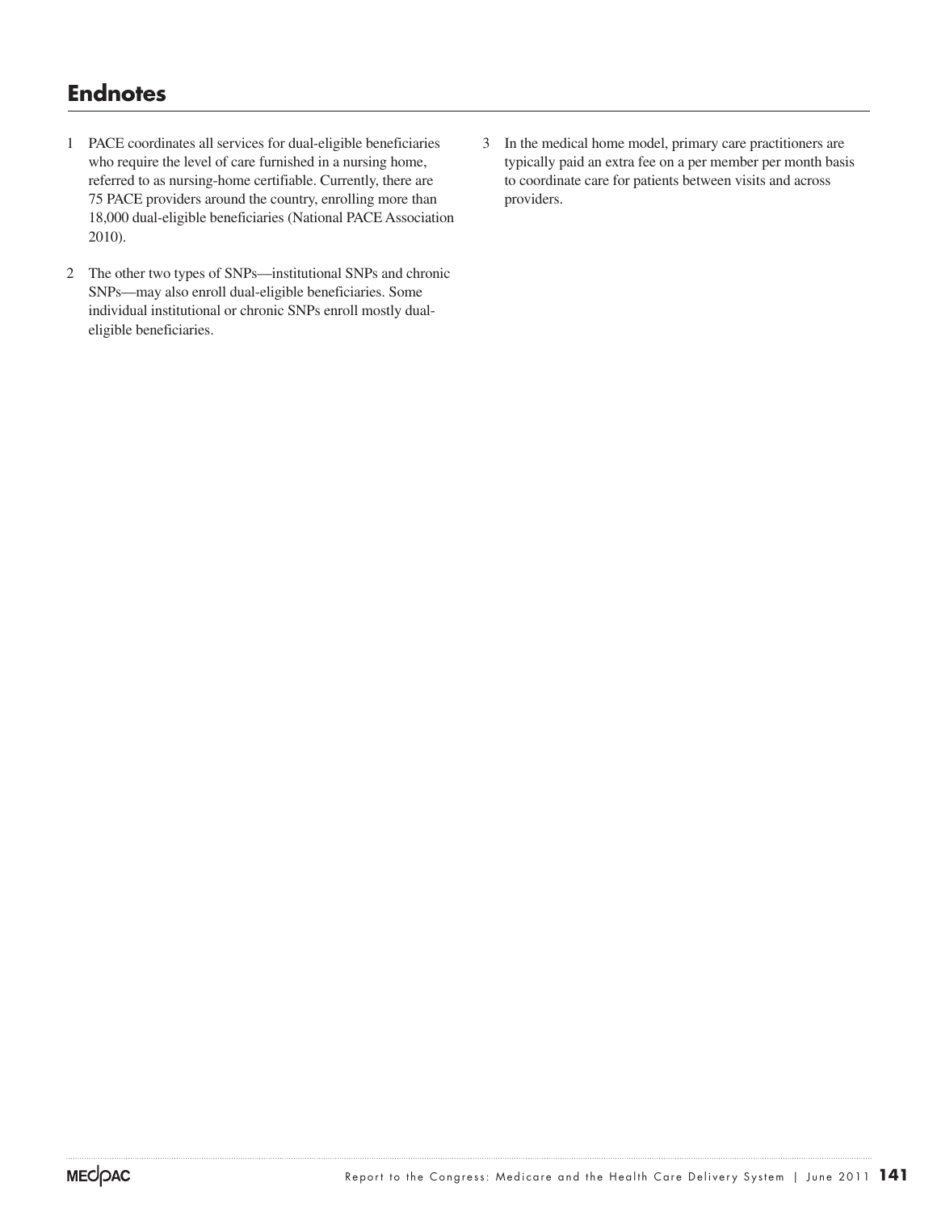## Endnotes

1 PACE coordinates all services for dual-eligible beneficiaries who require the level of care furnished in a nursing home, referred to as nursing-home certifiable. Currently, there are 75 PACE providers around the country, enrolling more than 18,000 dual-eligible beneficiaries (National PACE Association 2010).

2 The other two types of SNPs—institutional SNPs and chronic SNPs—may also enroll dual-eligible beneficiaries. Some individual institutional or chronic SNPs enroll mostly dual-eligible beneficiaries.

3 In the medical home model, primary care practitioners are typically paid an extra fee on a per member per month basis to coordinate care for patients between visits and across providers.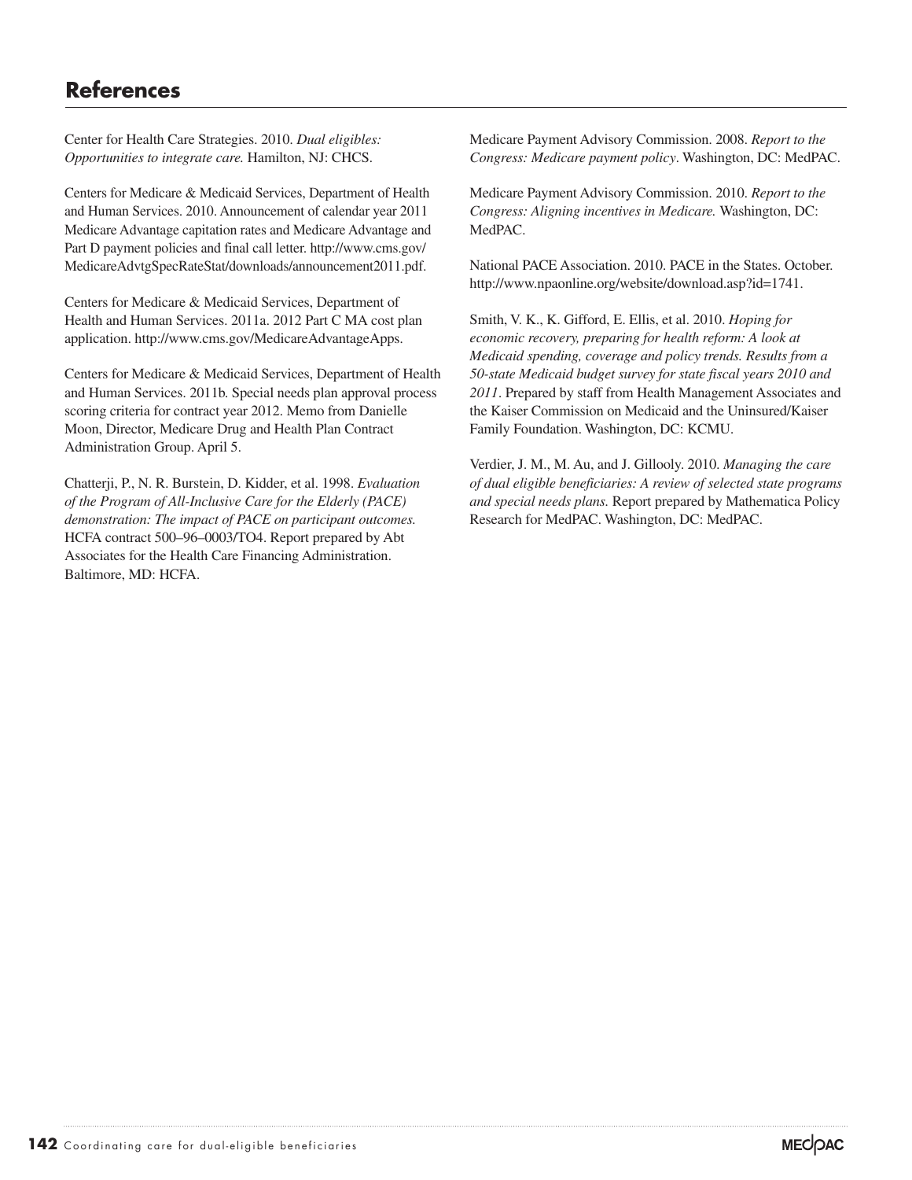## References

Center for Health Care Strategies. 2010. *Dual eligibles: Opportunities to integrate care.* Hamilton, NJ: CHCS.

Centers for Medicare & Medicaid Services, Department of Health and Human Services. 2010. Announcement of calendar year 2011 Medicare Advantage capitation rates and Medicare Advantage and Part D payment policies and final call letter. http://www.cms.gov/MedicareAdvtgSpecRateStat/downloads/announcement2011.pdf.

Centers for Medicare & Medicaid Services, Department of Health and Human Services. 2011a. 2012 Part C MA cost plan application. http://www.cms.gov/MedicareAdvantageApps.

Centers for Medicare & Medicaid Services, Department of Health and Human Services. 2011b. Special needs plan approval process scoring criteria for contract year 2012. Memo from Danielle Moon, Director, Medicare Drug and Health Plan Contract Administration Group. April 5.

Chatterji, P., N. R. Burstein, D. Kidder, et al. 1998. *Evaluation of the Program of All-Inclusive Care for the Elderly (PACE) demonstration: The impact of PACE on participant outcomes.* HCFA contract 500–96–0003/TO4. Report prepared by Abt Associates for the Health Care Financing Administration. Baltimore, MD: HCFA.

Medicare Payment Advisory Commission. 2008. *Report to the Congress: Medicare payment policy*. Washington, DC: MedPAC.

Medicare Payment Advisory Commission. 2010. *Report to the Congress: Aligning incentives in Medicare.* Washington, DC: MedPAC.

National PACE Association. 2010. PACE in the States. October. http://www.npaonline.org/website/download.asp?id=1741.

Smith, V. K., K. Gifford, E. Ellis, et al. 2010. *Hoping for economic recovery, preparing for health reform: A look at Medicaid spending, coverage and policy trends. Results from a 50-state Medicaid budget survey for state fiscal years 2010 and 2011*. Prepared by staff from Health Management Associates and the Kaiser Commission on Medicaid and the Uninsured/Kaiser Family Foundation. Washington, DC: KCMU.

Verdier, J. M., M. Au, and J. Gillooly. 2010. *Managing the care of dual eligible beneficiaries: A review of selected state programs and special needs plans.* Report prepared by Mathematica Policy Research for MedPAC. Washington, DC: MedPAC.